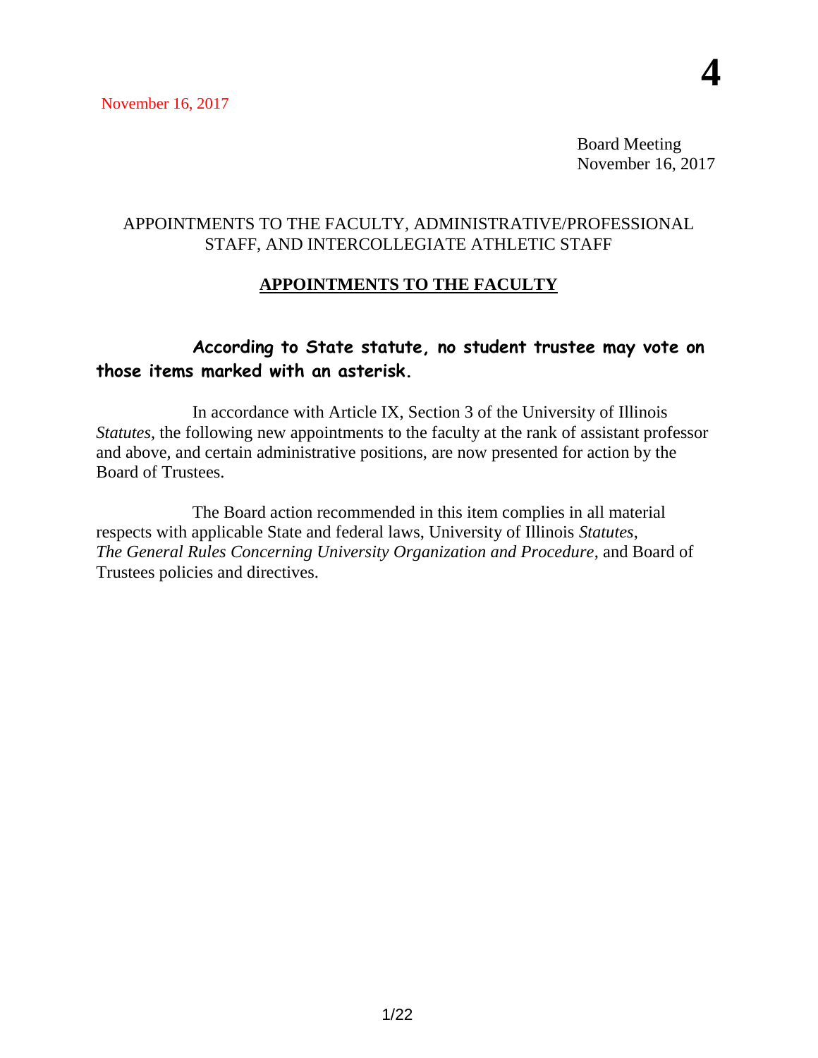**4**

November 16, 2017

Board Meeting
November 16, 2017

# APPOINTMENTS TO THE FACULTY, ADMINISTRATIVE/PROFESSIONAL STAFF, AND INTERCOLLEGIATE ATHLETIC STAFF

## APPOINTMENTS TO THE FACULTY

**According to State statute, no student trustee may vote on those items marked with an asterisk.**

In accordance with Article IX, Section 3 of the University of Illinois *Statutes*, the following new appointments to the faculty at the rank of assistant professor and above, and certain administrative positions, are now presented for action by the Board of Trustees.

The Board action recommended in this item complies in all material respects with applicable State and federal laws, University of Illinois *Statutes*, *The General Rules Concerning University Organization and Procedure*, and Board of Trustees policies and directives.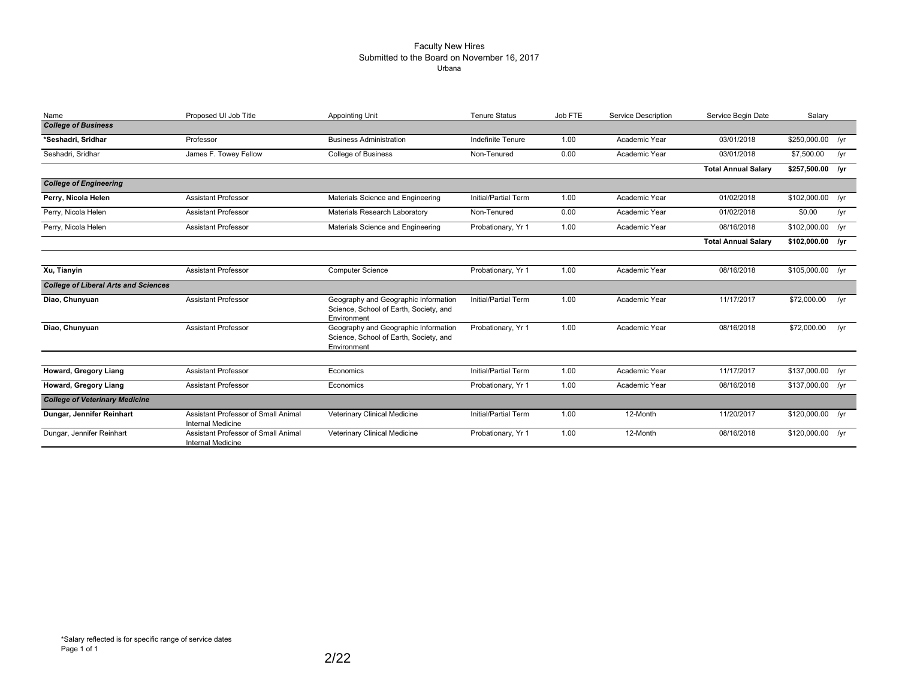# Faculty New Hires
## Submitted to the Board on November 16, 2017
### Urbana

| Name | Proposed UI Job Title | Appointing Unit | Tenure Status | Job FTE | Service Description | Service Begin Date | Salary | |
|---|---|---|---|---|---|---|---|---|
| ***College of Business*** | | | | | | | | |
| ***Seshadri, Sridhar** | Professor | Business Administration | Indefinite Tenure | 1.00 | Academic Year | 03/01/2018 | $250,000.00 | /yr |
| Seshadri, Sridhar | James F. Towey Fellow | College of Business | Non-Tenured | 0.00 | Academic Year | 03/01/2018 | $7,500.00 | /yr |
| | | | | | | **Total Annual Salary** | **$257,500.00** | **/yr** |
| ***College of Engineering*** | | | | | | | | |
| **Perry, Nicola Helen** | Assistant Professor | Materials Science and Engineering | Initial/Partial Term | 1.00 | Academic Year | 01/02/2018 | $102,000.00 | /yr |
| Perry, Nicola Helen | Assistant Professor | Materials Research Laboratory | Non-Tenured | 0.00 | Academic Year | 01/02/2018 | $0.00 | /yr |
| Perry, Nicola Helen | Assistant Professor | Materials Science and Engineering | Probationary, Yr 1 | 1.00 | Academic Year | 08/16/2018 | $102,000.00 | /yr |
| | | | | | | **Total Annual Salary** | **$102,000.00** | **/yr** |
| **Xu, Tianyin** | Assistant Professor | Computer Science | Probationary, Yr 1 | 1.00 | Academic Year | 08/16/2018 | $105,000.00 | /yr |
| ***College of Liberal Arts and Sciences*** | | | | | | | | |
| **Diao, Chunyuan** | Assistant Professor | Geography and Geographic Information Science, School of Earth, Society, and Environment | Initial/Partial Term | 1.00 | Academic Year | 11/17/2017 | $72,000.00 | /yr |
| **Diao, Chunyuan** | Assistant Professor | Geography and Geographic Information Science, School of Earth, Society, and Environment | Probationary, Yr 1 | 1.00 | Academic Year | 08/16/2018 | $72,000.00 | /yr |
| **Howard, Gregory Liang** | Assistant Professor | Economics | Initial/Partial Term | 1.00 | Academic Year | 11/17/2017 | $137,000.00 | /yr |
| **Howard, Gregory Liang** | Assistant Professor | Economics | Probationary, Yr 1 | 1.00 | Academic Year | 08/16/2018 | $137,000.00 | /yr |
| ***College of Veterinary Medicine*** | | | | | | | | |
| **Dungar, Jennifer Reinhart** | Assistant Professor of Small Animal Internal Medicine | Veterinary Clinical Medicine | Initial/Partial Term | 1.00 | 12-Month | 11/20/2017 | $120,000.00 | /yr |
| Dungar, Jennifer Reinhart | Assistant Professor of Small Animal Internal Medicine | Veterinary Clinical Medicine | Probationary, Yr 1 | 1.00 | 12-Month | 08/16/2018 | $120,000.00 | /yr |

*Salary reflected is for specific range of service dates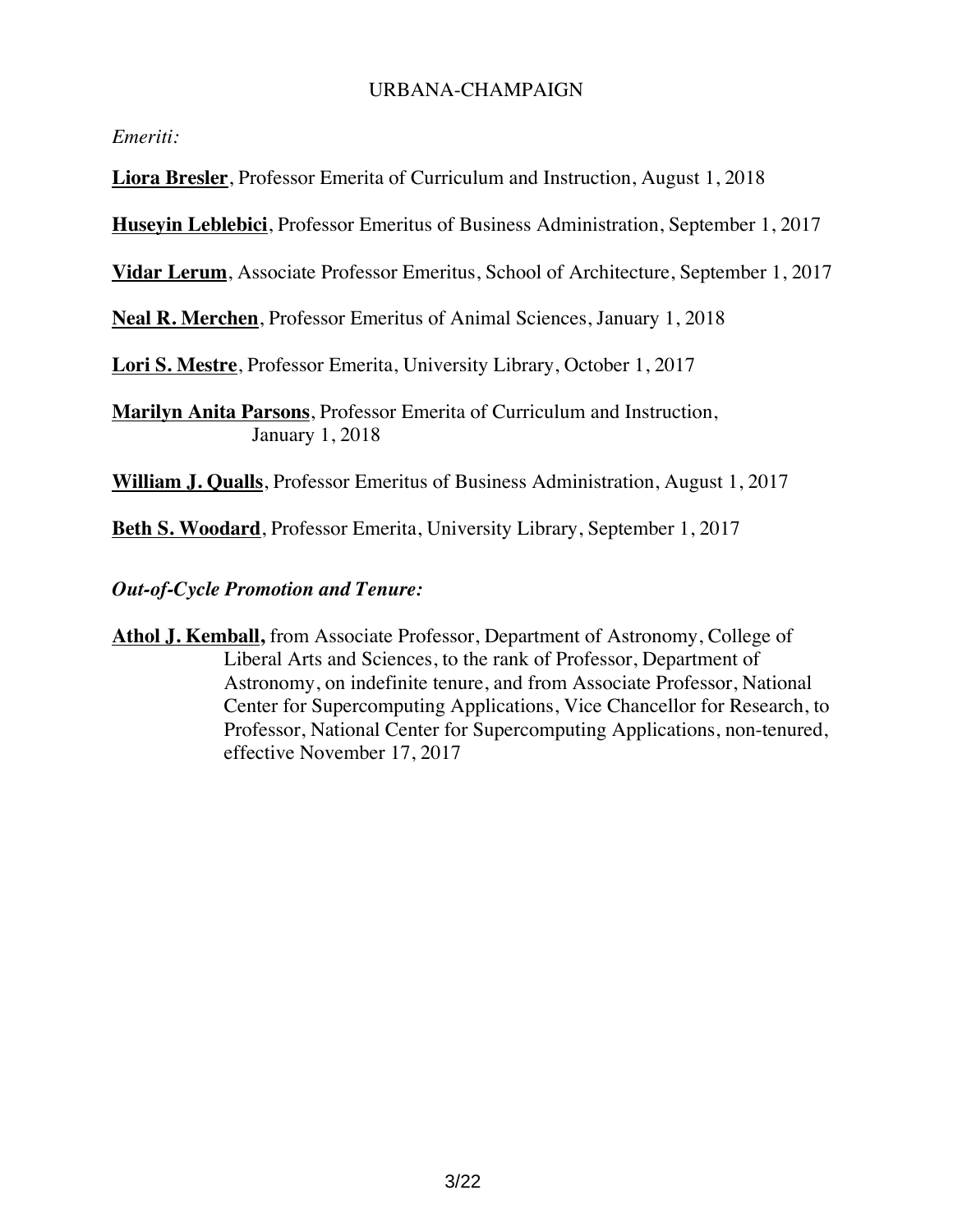URBANA-CHAMPAIGN

*Emeriti:*

**Liora Bresler**, Professor Emerita of Curriculum and Instruction, August 1, 2018

**Huseyin Leblebici**, Professor Emeritus of Business Administration, September 1, 2017

**Vidar Lerum**, Associate Professor Emeritus, School of Architecture, September 1, 2017

**Neal R. Merchen**, Professor Emeritus of Animal Sciences, January 1, 2018

**Lori S. Mestre**, Professor Emerita, University Library, October 1, 2017

**Marilyn Anita Parsons**, Professor Emerita of Curriculum and Instruction, January 1, 2018

**William J. Qualls**, Professor Emeritus of Business Administration, August 1, 2017

**Beth S. Woodard**, Professor Emerita, University Library, September 1, 2017

***Out-of-Cycle Promotion and Tenure:***

**Athol J. Kemball,** from Associate Professor, Department of Astronomy, College of Liberal Arts and Sciences, to the rank of Professor, Department of Astronomy, on indefinite tenure, and from Associate Professor, National Center for Supercomputing Applications, Vice Chancellor for Research, to Professor, National Center for Supercomputing Applications, non-tenured, effective November 17, 2017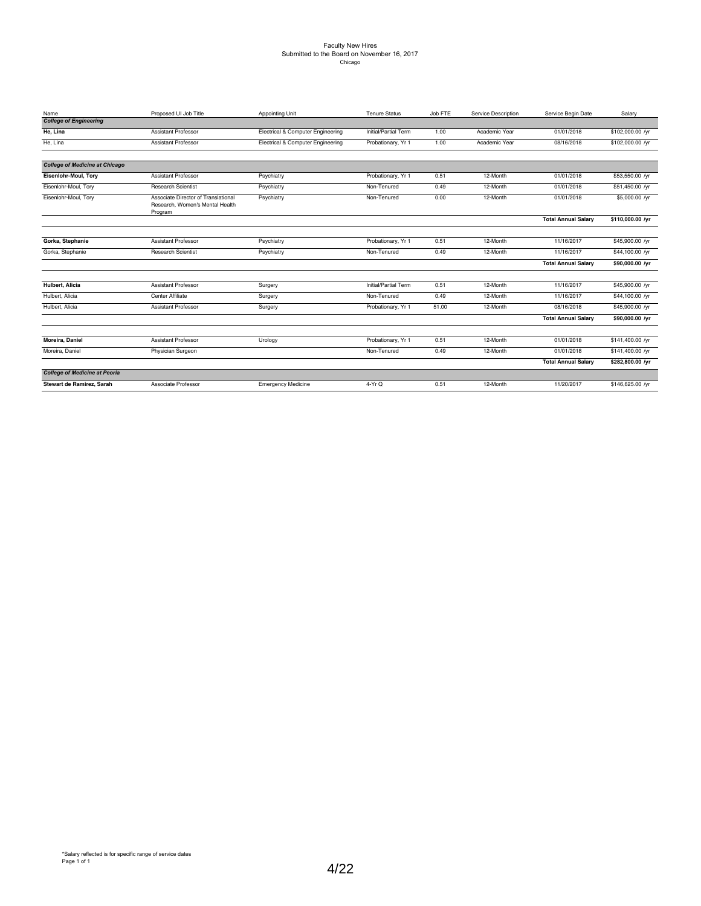Faculty New Hires
Submitted to the Board on November 16, 2017
Chicago

| Name | Proposed UI Job Title | Appointing Unit | Tenure Status | Job FTE | Service Description | Service Begin Date | Salary |
|---|---|---|---|---|---|---|---|
| ***College of Engineering*** | | | | | | | |
| **He, Lina** | Assistant Professor | Electrical & Computer Engineering | Initial/Partial Term | 1.00 | Academic Year | 01/01/2018 | $102,000.00 /yr |
| He, Lina | Assistant Professor | Electrical & Computer Engineering | Probationary, Yr 1 | 1.00 | Academic Year | 08/16/2018 | $102,000.00 /yr |
| ***College of Medicine at Chicago*** | | | | | | | |
| **Eisenlohr-Moul, Tory** | Assistant Professor | Psychiatry | Probationary, Yr 1 | 0.51 | 12-Month | 01/01/2018 | $53,550.00 /yr |
| Eisenlohr-Moul, Tory | Research Scientist | Psychiatry | Non-Tenured | 0.49 | 12-Month | 01/01/2018 | $51,450.00 /yr |
| Eisenlohr-Moul, Tory | Associate Director of Translational Research, Women's Mental Health Program | Psychiatry | Non-Tenured | 0.00 | 12-Month | 01/01/2018 | $5,000.00 /yr |
| | | | | | | **Total Annual Salary** | **$110,000.00 /yr** |
| **Gorka, Stephanie** | Assistant Professor | Psychiatry | Probationary, Yr 1 | 0.51 | 12-Month | 11/16/2017 | $45,900.00 /yr |
| Gorka, Stephanie | Research Scientist | Psychiatry | Non-Tenured | 0.49 | 12-Month | 11/16/2017 | $44,100.00 /yr |
| | | | | | | **Total Annual Salary** | **$90,000.00 /yr** |
| **Hulbert, Alicia** | Assistant Professor | Surgery | Initial/Partial Term | 0.51 | 12-Month | 11/16/2017 | $45,900.00 /yr |
| Hulbert, Alicia | Center Affiliate | Surgery | Non-Tenured | 0.49 | 12-Month | 11/16/2017 | $44,100.00 /yr |
| Hulbert, Alicia | Assistant Professor | Surgery | Probationary, Yr 1 | 51.00 | 12-Month | 08/16/2018 | $45,900.00 /yr |
| | | | | | | **Total Annual Salary** | **$90,000.00 /yr** |
| **Moreira, Daniel** | Assistant Professor | Urology | Probationary, Yr 1 | 0.51 | 12-Month | 01/01/2018 | $141,400.00 /yr |
| Moreira, Daniel | Physician Surgeon | | Non-Tenured | 0.49 | 12-Month | 01/01/2018 | $141,400.00 /yr |
| | | | | | | **Total Annual Salary** | **$282,800.00 /yr** |
| ***College of Medicine at Peoria*** | | | | | | | |
| **Stewart de Ramirez, Sarah** | Associate Professor | Emergency Medicine | 4-Yr Q | 0.51 | 12-Month | 11/20/2017 | $146,625.00 /yr |

*Salary reflected is for specific range of service dates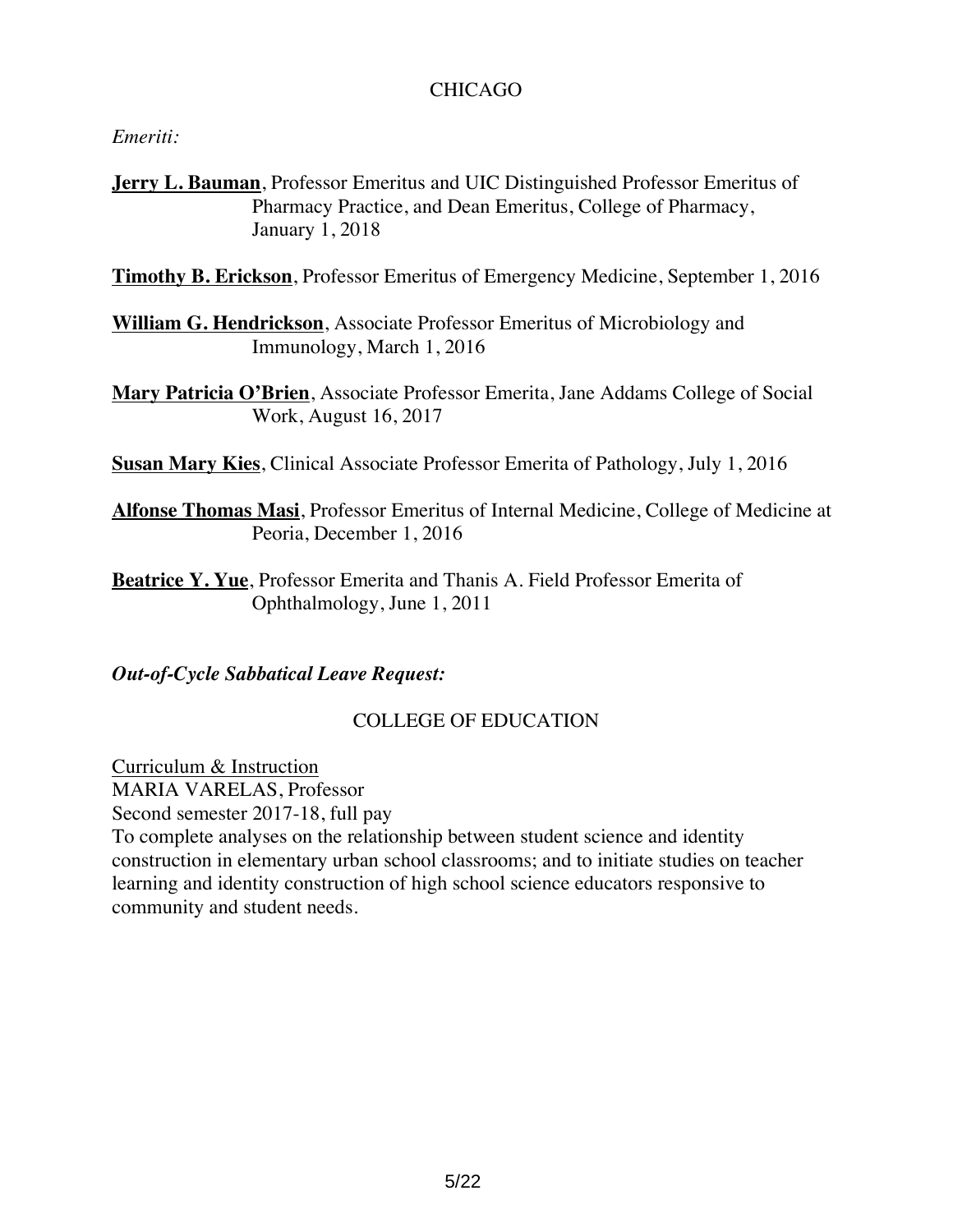## CHICAGO

*Emeriti:*

**Jerry L. Bauman**, Professor Emeritus and UIC Distinguished Professor Emeritus of Pharmacy Practice, and Dean Emeritus, College of Pharmacy, January 1, 2018

**Timothy B. Erickson**, Professor Emeritus of Emergency Medicine, September 1, 2016

**William G. Hendrickson**, Associate Professor Emeritus of Microbiology and Immunology, March 1, 2016

**Mary Patricia O'Brien**, Associate Professor Emerita, Jane Addams College of Social Work, August 16, 2017

**Susan Mary Kies**, Clinical Associate Professor Emerita of Pathology, July 1, 2016

**Alfonse Thomas Masi**, Professor Emeritus of Internal Medicine, College of Medicine at Peoria, December 1, 2016

**Beatrice Y. Yue**, Professor Emerita and Thanis A. Field Professor Emerita of Ophthalmology, June 1, 2011

***Out-of-Cycle Sabbatical Leave Request:***

### COLLEGE OF EDUCATION

Curriculum & Instruction
MARIA VARELAS, Professor
Second semester 2017-18, full pay
To complete analyses on the relationship between student science and identity construction in elementary urban school classrooms; and to initiate studies on teacher learning and identity construction of high school science educators responsive to community and student needs.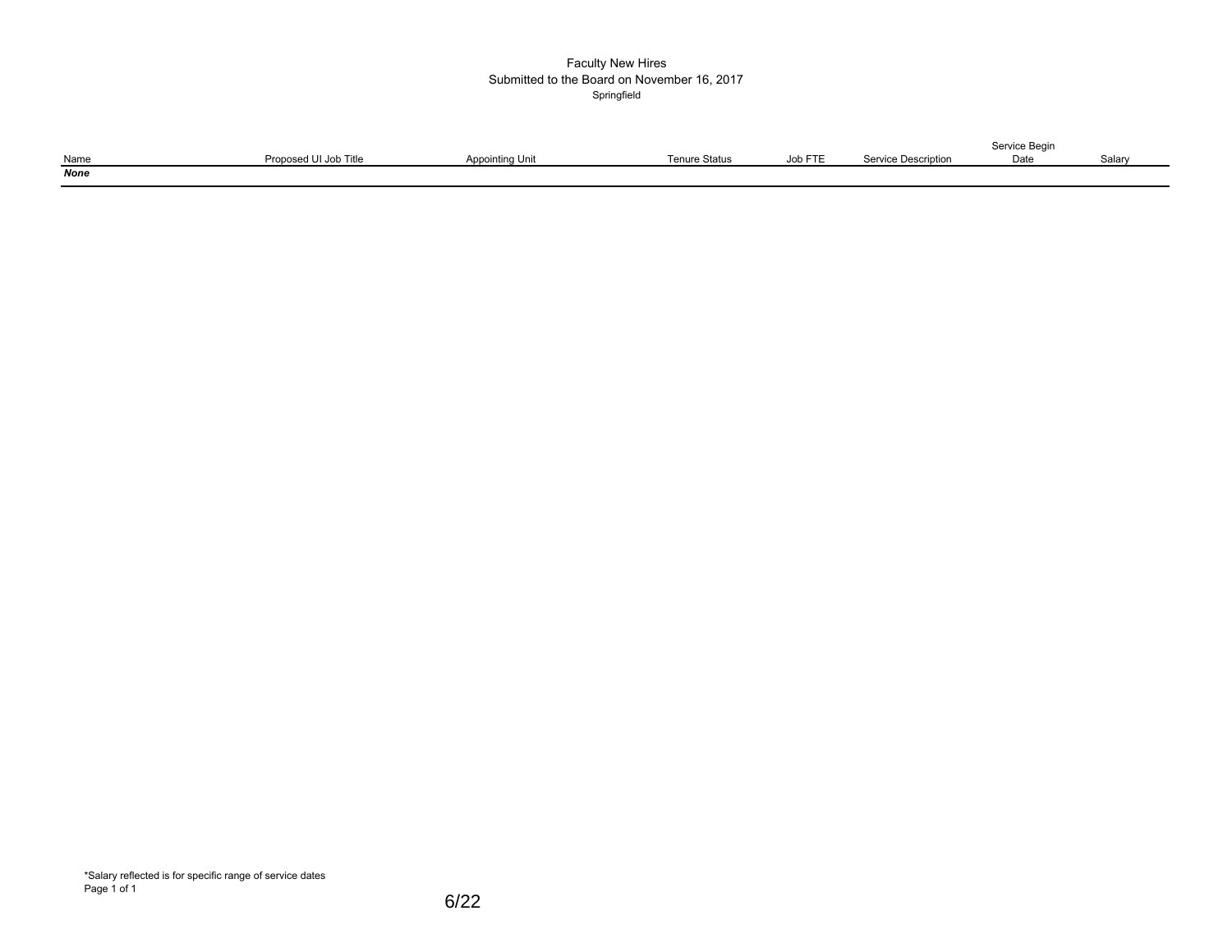# Faculty New Hires
## Submitted to the Board on November 16, 2017
### Springfield

| Name | Proposed UI Job Title | Appointing Unit | Tenure Status | Job FTE | Service Description | Service Begin Date | Salary |
|---|---|---|---|---|---|---|---|
| ***None*** | | | | | | | |

*Salary reflected is for specific range of service dates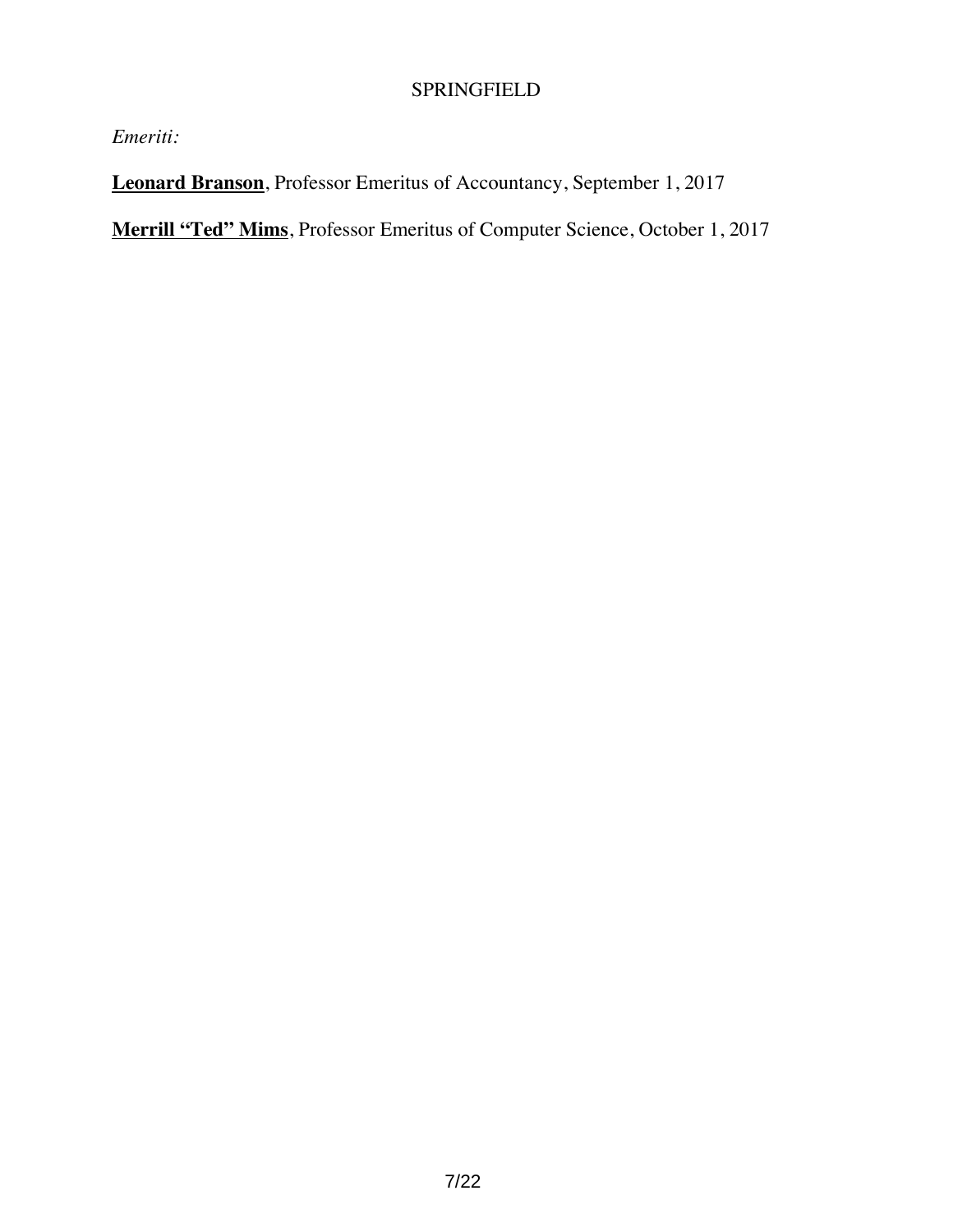## SPRINGFIELD

*Emeriti:*

**Leonard Branson**, Professor Emeritus of Accountancy, September 1, 2017

**Merrill "Ted" Mims**, Professor Emeritus of Computer Science, October 1, 2017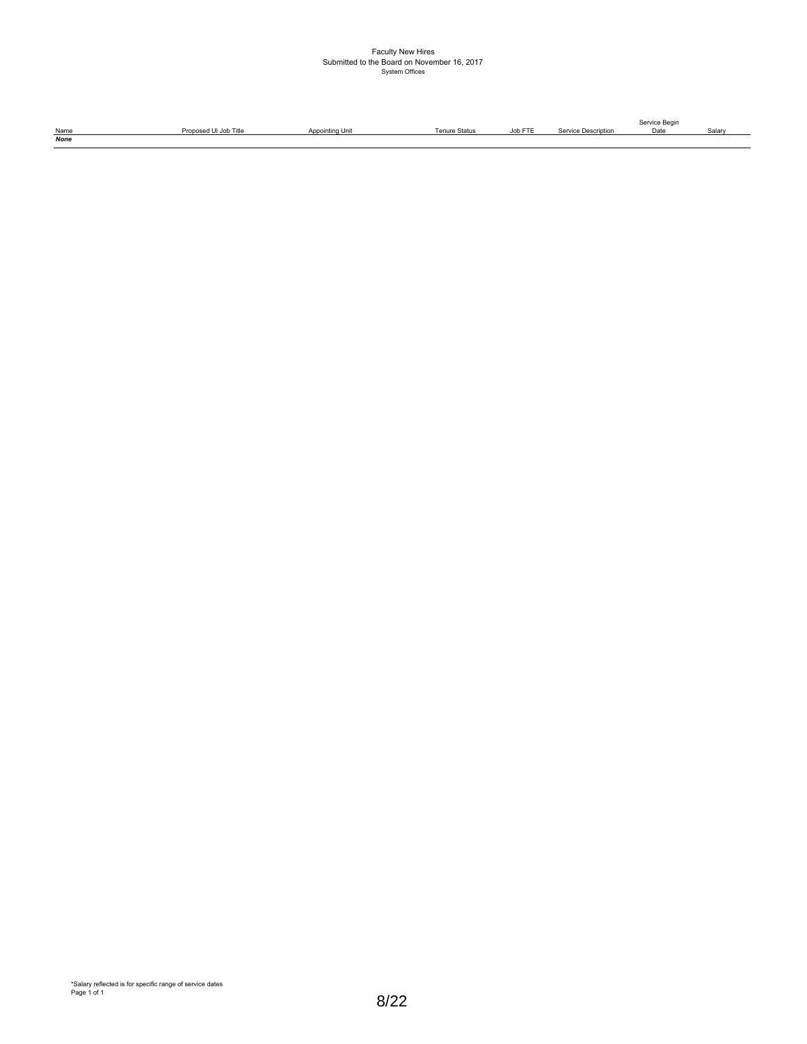# Faculty New Hires

## Submitted to the Board on November 16, 2017

### System Offices

| Name | Proposed UI Job Title | Appointing Unit | Tenure Status | Job FTE | Service Description | Service Begin Date | Salary |
|---|---|---|---|---|---|---|---|
| ***None*** | | | | | | | |

*Salary reflected is for specific range of service dates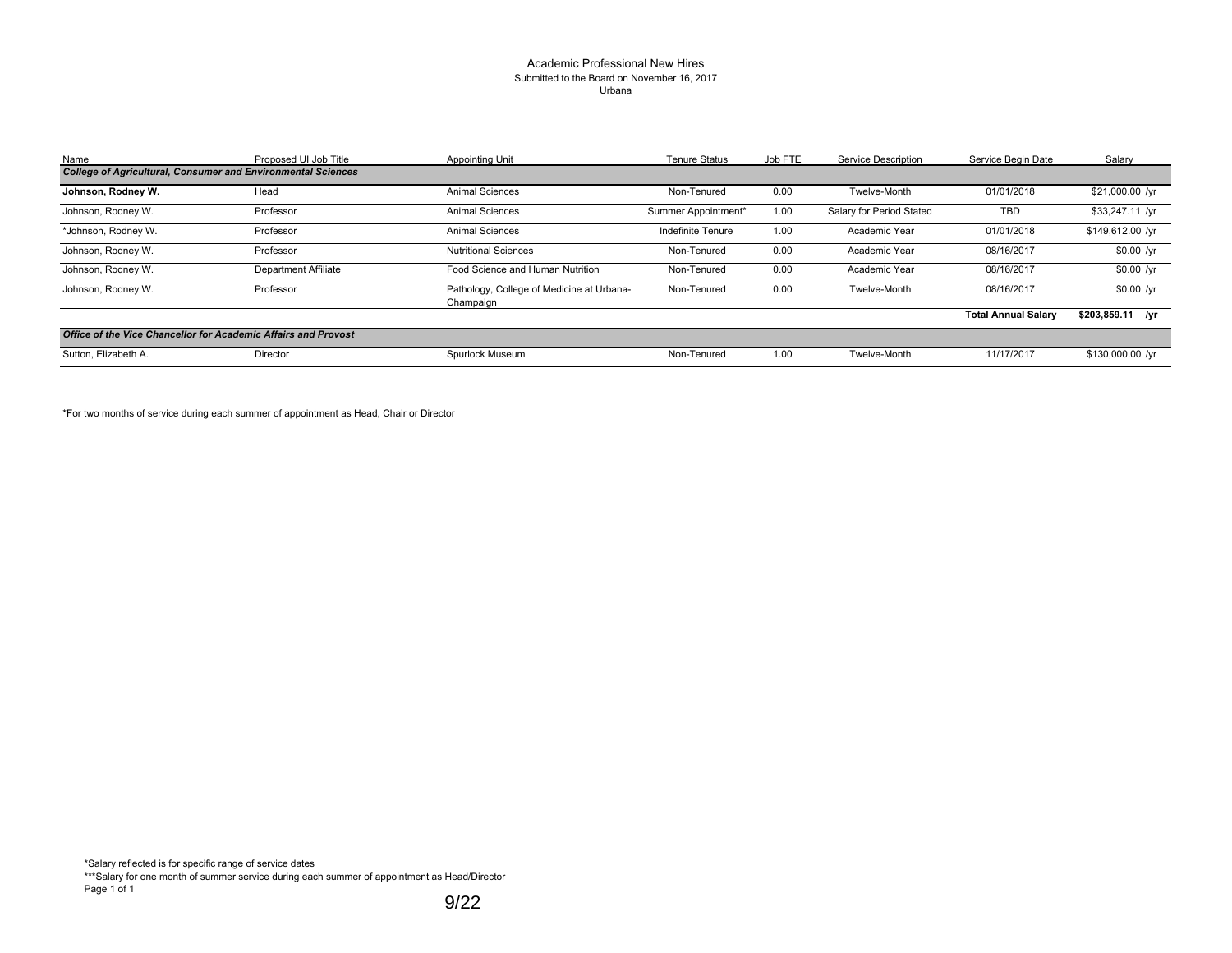# Academic Professional New Hires

Submitted to the Board on November 16, 2017

Urbana

| Name | Proposed UI Job Title | Appointing Unit | Tenure Status | Job FTE | Service Description | Service Begin Date | Salary |
|---|---|---|---|---|---|---|---|
| ***College of Agricultural, Consumer and Environmental Sciences*** | | | | | | | |
| **Johnson, Rodney W.** | Head | Animal Sciences | Non-Tenured | 0.00 | Twelve-Month | 01/01/2018 | $21,000.00 /yr |
| Johnson, Rodney W. | Professor | Animal Sciences | Summer Appointment* | 1.00 | Salary for Period Stated | TBD | $33,247.11 /yr |
| *Johnson, Rodney W. | Professor | Animal Sciences | Indefinite Tenure | 1.00 | Academic Year | 01/01/2018 | $149,612.00 /yr |
| Johnson, Rodney W. | Professor | Nutritional Sciences | Non-Tenured | 0.00 | Academic Year | 08/16/2017 | $0.00 /yr |
| Johnson, Rodney W. | Department Affiliate | Food Science and Human Nutrition | Non-Tenured | 0.00 | Academic Year | 08/16/2017 | $0.00 /yr |
| Johnson, Rodney W. | Professor | Pathology, College of Medicine at Urbana-Champaign | Non-Tenured | 0.00 | Twelve-Month | 08/16/2017 | $0.00 /yr |
| | | | | | | **Total Annual Salary** | **$203,859.11 /yr** |
| ***Office of the Vice Chancellor for Academic Affairs and Provost*** | | | | | | | |
| Sutton, Elizabeth A. | Director | Spurlock Museum | Non-Tenured | 1.00 | Twelve-Month | 11/17/2017 | $130,000.00 /yr |

*For two months of service during each summer of appointment as Head, Chair or Director

*Salary reflected is for specific range of service dates

***Salary for one month of summer service during each summer of appointment as Head/Director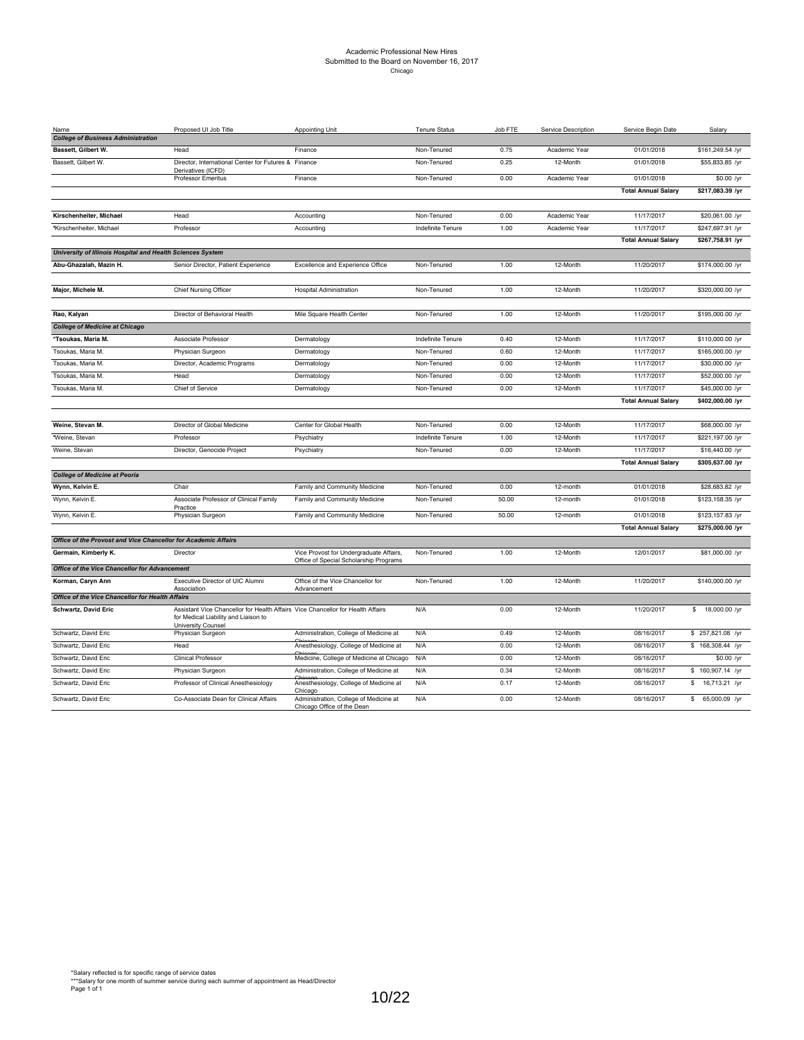Academic Professional New Hires
Submitted to the Board on November 16, 2017
Chicago

| Name | Proposed UI Job Title | Appointing Unit | Tenure Status | Job FTE | Service Description | Service Begin Date | Salary |
|---|---|---|---|---|---|---|---|
| ***College of Business Administration*** | | | | | | | |
| **Bassett, Gilbert W.** | Head | Finance | Non-Tenured | 0.75 | Academic Year | 01/01/2018 | $161,249.54 /yr |
| Bassett, Gilbert W. | Director, International Center for Futures & Derivatives (ICFD) | Finance | Non-Tenured | 0.25 | 12-Month | 01/01/2018 | $55,833.85 /yr |
| | Professor Emeritus | Finance | Non-Tenured | 0.00 | Academic Year | 01/01/2018 | $0.00 /yr |
| | | | | | | **Total Annual Salary** | **$217,083.39 /yr** |
| **Kirschenheiter, Michael** | Head | Accounting | Non-Tenured | 0.00 | Academic Year | 11/17/2017 | $20,061.00 /yr |
| *Kirschenheiter, Michael | Professor | Accounting | Indefinite Tenure | 1.00 | Academic Year | 11/17/2017 | $247,697.91 /yr |
| | | | | | | **Total Annual Salary** | **$267,758.91 /yr** |
| ***University of Illinois Hospital and Health Sciences System*** | | | | | | | |
| **Abu-Ghazalah, Mazin H.** | Senior Director, Patient Experience | Excellence and Experience Office | Non-Tenured | 1.00 | 12-Month | 11/20/2017 | $174,000.00 /yr |
| **Major, Michele M.** | Chief Nursing Officer | Hospital Administration | Non-Tenured | 1.00 | 12-Month | 11/20/2017 | $320,000.00 /yr |
| **Rao, Kalyan** | Director of Behavioral Health | Mile Square Health Center | Non-Tenured | 1.00 | 12-Month | 11/20/2017 | $195,000.00 /yr |
| ***College of Medicine at Chicago*** | | | | | | | |
| ***Tsoukas, Maria M.** | Associate Professor | Dermatology | Indefinite Tenure | 0.40 | 12-Month | 11/17/2017 | $110,000.00 /yr |
| Tsoukas, Maria M. | Physician Surgeon | Dermatology | Non-Tenured | 0.60 | 12-Month | 11/17/2017 | $165,000.00 /yr |
| Tsoukas, Maria M. | Director, Academic Programs | Dermatology | Non-Tenured | 0.00 | 12-Month | 11/17/2017 | $30,000.00 /yr |
| Tsoukas, Maria M. | Head | Dermatology | Non-Tenured | 0.00 | 12-Month | 11/17/2017 | $52,000.00 /yr |
| Tsoukas, Maria M. | Chief of Service | Dermatology | Non-Tenured | 0.00 | 12-Month | 11/17/2017 | $45,000.00 /yr |
| | | | | | | **Total Annual Salary** | **$402,000.00 /yr** |
| **Weine, Stevan M.** | Director of Global Medicine | Center for Global Health | Non-Tenured | 0.00 | 12-Month | 11/17/2017 | $68,000.00 /yr |
| *Weine, Stevan | Professor | Psychiatry | Indefinite Tenure | 1.00 | 12-Month | 11/17/2017 | $221,197.00 /yr |
| Weine, Stevan | Director, Genocide Project | Psychiatry | Non-Tenured | 0.00 | 12-Month | 11/17/2017 | $16,440.00 /yr |
| | | | | | | **Total Annual Salary** | **$305,637.00 /yr** |
| ***College of Medicine at Peoria*** | | | | | | | |
| **Wynn, Kelvin E.** | Chair | Family and Community Medicine | Non-Tenured | 0.00 | 12-month | 01/01/2018 | $28,683.82 /yr |
| Wynn, Kelvin E. | Associate Professor of Clinical Family Practice | Family and Community Medicine | Non-Tenured | 50.00 | 12-month | 01/01/2018 | $123,158.35 /yr |
| Wynn, Kelvin E. | Physician Surgeon | Family and Community Medicine | Non-Tenured | 50.00 | 12-month | 01/01/2018 | $123,157.83 /yr |
| | | | | | | **Total Annual Salary** | **$275,000.00 /yr** |
| ***Office of the Provost and Vice Chancellor for Academic Affairs*** | | | | | | | |
| **Germain, Kimberly K.** | Director | Vice Provost for Undergraduate Affairs, Office of Special Scholarship Programs | Non-Tenured | 1.00 | 12-Month | 12/01/2017 | $81,000.00 /yr |
| ***Office of the Vice Chancellor for Advancement*** | | | | | | | |
| **Korman, Caryn Ann** | Executive Director of UIC Alumni Association | Office of the Vice Chancellor for Advancement | Non-Tenured | 1.00 | 12-Month | 11/20/2017 | $140,000.00 /yr |
| ***Office of the Vice Chancellor for Health Affairs*** | | | | | | | |
| **Schwartz, David Eric** | Assistant Vice Chancellor for Health Affairs for Medical Liability and Liaison to University Counsel | Vice Chancellor for Health Affairs | N/A | 0.00 | 12-Month | 11/20/2017 | $ 18,000.00 /yr |
| Schwartz, David Eric | Physician Surgeon | Administration, College of Medicine at Chicago | N/A | 0.49 | 12-Month | 08/16/2017 | $ 257,821.08 /yr |
| Schwartz, David Eric | Head | Anesthesiology, College of Medicine at Chicago | N/A | 0.00 | 12-Month | 08/16/2017 | $ 168,308.44 /yr |
| Schwartz, David Eric | Clinical Professor | Medicine, College of Medicine at Chicago | N/A | 0.00 | 12-Month | 08/16/2017 | $0.00 /yr |
| Schwartz, David Eric | Physician Surgeon | Administration, College of Medicine at Chicago | N/A | 0.34 | 12-Month | 08/16/2017 | $ 160,907.14 /yr |
| Schwartz, David Eric | Professor of Clinical Anesthesiology | Anesthesiology, College of Medicine at Chicago | N/A | 0.17 | 12-Month | 08/16/2017 | $ 16,713.21 /yr |
| Schwartz, David Eric | Co-Associate Dean for Clinical Affairs | Administration, College of Medicine at Chicago Office of the Dean | N/A | 0.00 | 12-Month | 08/16/2017 | $ 65,000.09 /yr |

*Salary reflected is for specific range of service dates
***Salary for one month of summer service during each summer of appointment as Head/Director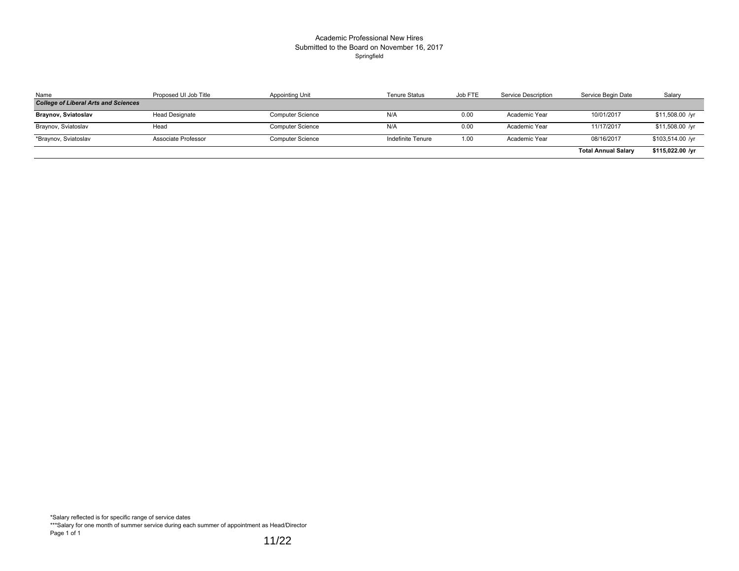Academic Professional New Hires
Submitted to the Board on November 16, 2017
Springfield

| Name | Proposed UI Job Title | Appointing Unit | Tenure Status | Job FTE | Service Description | Service Begin Date | Salary |
|---|---|---|---|---|---|---|---|
| ***College of Liberal Arts and Sciences*** | | | | | | | |
| **Braynov, Sviatoslav** | Head Designate | Computer Science | N/A | 0.00 | Academic Year | 10/01/2017 | $11,508.00 /yr |
| Braynov, Sviatoslav | Head | Computer Science | N/A | 0.00 | Academic Year | 11/17/2017 | $11,508.00 /yr |
| *Braynov, Sviatoslav | Associate Professor | Computer Science | Indefinite Tenure | 1.00 | Academic Year | 08/16/2017 | $103,514.00 /yr |
| | | | | | | **Total Annual Salary** | **$115,022.00 /yr** |

*Salary reflected is for specific range of service dates
***Salary for one month of summer service during each summer of appointment as Head/Director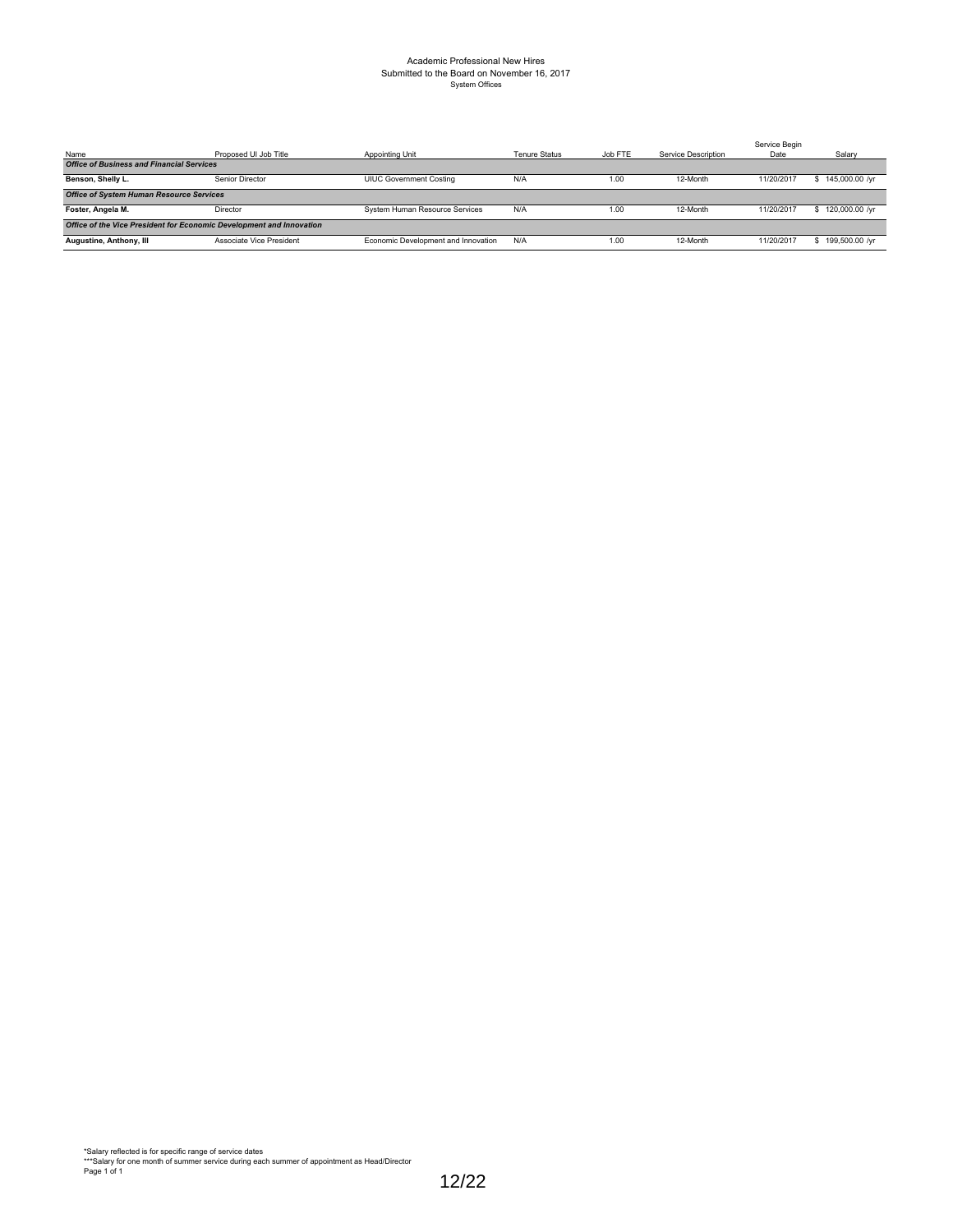Academic Professional New Hires
Submitted to the Board on November 16, 2017
System Offices

| Name | Proposed UI Job Title | Appointing Unit | Tenure Status | Job FTE | Service Description | Service Begin Date | Salary |
|---|---|---|---|---|---|---|---|
| ***Office of Business and Financial Services*** | | | | | | | |
| **Benson, Shelly L.** | Senior Director | UIUC Government Costing | N/A | 1.00 | 12-Month | 11/20/2017 | $ 145,000.00 /yr |
| ***Office of System Human Resource Services*** | | | | | | | |
| **Foster, Angela M.** | Director | System Human Resource Services | N/A | 1.00 | 12-Month | 11/20/2017 | $ 120,000.00 /yr |
| ***Office of the Vice President for Economic Development and Innovation*** | | | | | | | |
| **Augustine, Anthony, III** | Associate Vice President | Economic Development and Innovation | N/A | 1.00 | 12-Month | 11/20/2017 | $ 199,500.00 /yr |

*Salary reflected is for specific range of service dates
***Salary for one month of summer service during each summer of appointment as Head/Director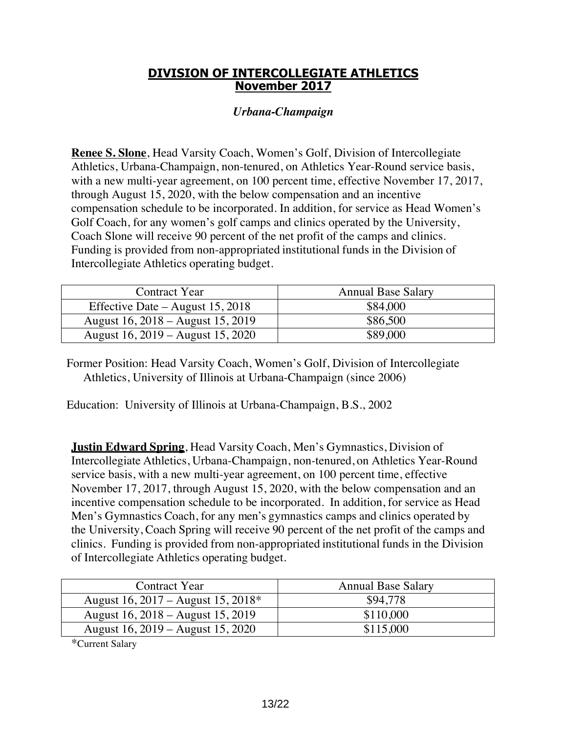## DIVISION OF INTERCOLLEGIATE ATHLETICS
## November 2017

### *Urbana-Champaign*

**Renee S. Slone**, Head Varsity Coach, Women's Golf, Division of Intercollegiate Athletics, Urbana-Champaign, non-tenured, on Athletics Year-Round service basis, with a new multi-year agreement, on 100 percent time, effective November 17, 2017, through August 15, 2020, with the below compensation and an incentive compensation schedule to be incorporated. In addition, for service as Head Women's Golf Coach, for any women's golf camps and clinics operated by the University, Coach Slone will receive 90 percent of the net profit of the camps and clinics. Funding is provided from non-appropriated institutional funds in the Division of Intercollegiate Athletics operating budget.

| Contract Year | Annual Base Salary |
| --- | --- |
| Effective Date – August 15, 2018 | $84,000 |
| August 16, 2018 – August 15, 2019 | $86,500 |
| August 16, 2019 – August 15, 2020 | $89,000 |

Former Position: Head Varsity Coach, Women's Golf, Division of Intercollegiate Athletics, University of Illinois at Urbana-Champaign (since 2006)

Education: University of Illinois at Urbana-Champaign, B.S., 2002

**Justin Edward Spring**, Head Varsity Coach, Men's Gymnastics, Division of Intercollegiate Athletics, Urbana-Champaign, non-tenured, on Athletics Year-Round service basis, with a new multi-year agreement, on 100 percent time, effective November 17, 2017, through August 15, 2020, with the below compensation and an incentive compensation schedule to be incorporated. In addition, for service as Head Men's Gymnastics Coach, for any men's gymnastics camps and clinics operated by the University, Coach Spring will receive 90 percent of the net profit of the camps and clinics. Funding is provided from non-appropriated institutional funds in the Division of Intercollegiate Athletics operating budget.

| Contract Year | Annual Base Salary |
| --- | --- |
| August 16, 2017 – August 15, 2018* | $94,778 |
| August 16, 2018 – August 15, 2019 | $110,000 |
| August 16, 2019 – August 15, 2020 | $115,000 |

*Current Salary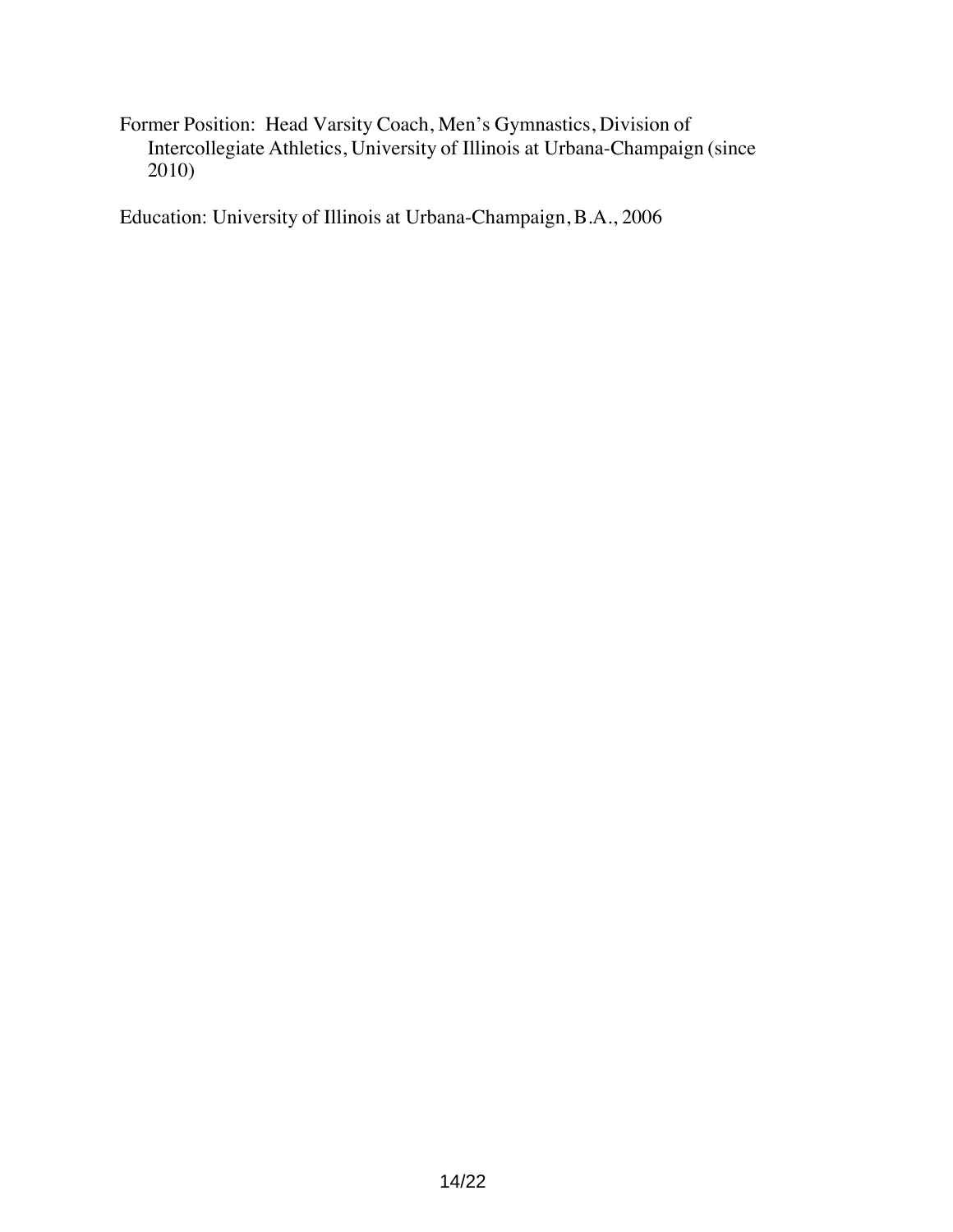Former Position: Head Varsity Coach, Men's Gymnastics, Division of Intercollegiate Athletics, University of Illinois at Urbana-Champaign (since 2010)

Education: University of Illinois at Urbana-Champaign, B.A., 2006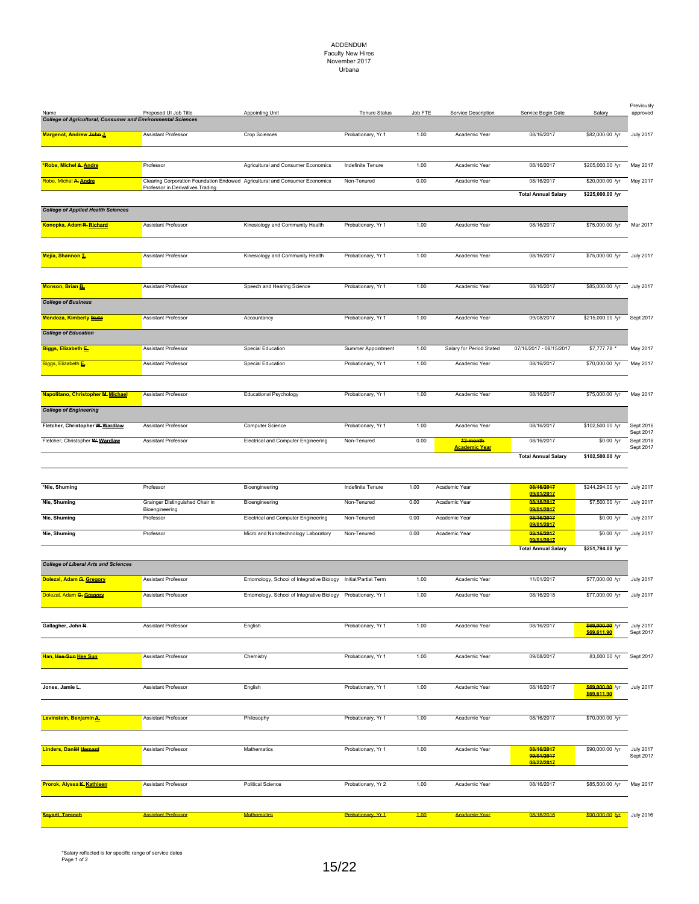# ADDENDUM
Faculty New Hires
November 2017
Urbana

| Name | Proposed UI Job Title | Appointing Unit | Tenure Status | Job FTE | Service Description | Service Begin Date | Salary | Previously approved |
|---|---|---|---|---|---|---|---|---|
| ***College of Agricultural, Consumer and Environmental Sciences*** | | | | | | | | |
| **Margenot, Andrew ~~John~~ J.** | Assistant Professor | Crop Sciences | Probationary, Yr 1 | 1.00 | Academic Year | 08/16/2017 | $82,000.00 /yr | July 2017 |
| **\*Robe, Michel ~~A.~~ Andre** | Professor | Agricultural and Consumer Economics | Indefinite Tenure | 1.00 | Academic Year | 08/16/2017 | $205,000.00 /yr | May 2017 |
| Robe, Michel ~~A.~~ Andre | Clearing Corporation Foundation Endowed Professor in Derivatives Trading | Agricultural and Consumer Economics | Non-Tenured | 0.00 | Academic Year | 08/16/2017 | $20,000.00 /yr | May 2017 |
| | | | | | | **Total Annual Salary** | **$225,000.00 /yr** | |
| ***College of Applied Health Sciences*** | | | | | | | | |
| **Konopka, Adam ~~R.~~ Richard** | Assistant Professor | Kinesiology and Community Health | Probationary, Yr 1 | 1.00 | Academic Year | 08/16/2017 | $75,000.00 /yr | Mar 2017 |
| **Mejia, Shannon T.** | Assistant Professor | Kinesiology and Community Health | Probationary, Yr 1 | 1.00 | Academic Year | 08/16/2017 | $75,000.00 /yr | July 2017 |
| **Monson, Brian B.** | Assistant Professor | Speech and Hearing Science | Probationary, Yr 1 | 1.00 | Academic Year | 08/16/2017 | $85,000.00 /yr | July 2017 |
| ***College of Business*** | | | | | | | | |
| **Mendoza, Kimberly ~~Ikuta~~** | Assistant Professor | Accountancy | Probationary, Yr 1 | 1.00 | Academic Year | 09/08/2017 | $215,000.00 /yr | Sept 2017 |
| ***College of Education*** | | | | | | | | |
| **Biggs, Elizabeth E.** | Assistant Professor | Special Education | Summer Appointment | 1.00 | Salary for Period Stated | 07/16/2017 - 08/15/2017 | $7,777.78 * | May 2017 |
| Biggs, Elizabeth E. | Assistant Professor | Special Education | Probationary, Yr 1 | 1.00 | Academic Year | 08/16/2017 | $70,000.00 /yr | May 2017 |
| **Napolitano, Christopher ~~M.~~ Michael** | Assistant Professor | Educational Psychology | Probationary, Yr 1 | 1.00 | Academic Year | 08/16/2017 | $75,000.00 /yr | May 2017 |
| ***College of Engineering*** | | | | | | | | |
| **Fletcher, Christopher ~~W.~~ Wardlaw** | Assistant Professor | Computer Science | Probationary, Yr 1 | 1.00 | Academic Year | 08/16/2017 | $102,500.00 /yr | Sept 2016 Sept 2017 |
| Fletcher, Christopher ~~W.~~ Wardlaw | Assistant Professor | Electrical and Computer Engineering | Non-Tenured | 0.00 | ~~12-month~~ Academic Year | 08/16/2017 | $0.00 /yr | Sept 2016 Sept 2017 |
| | | | | | | **Total Annual Salary** | **$102,500.00 /yr** | |
| **\*Nie, Shuming** | Professor | Bioengineering | Indefinite Tenure | 1.00 | Academic Year | ~~08/16/2017~~ 09/01/2017 | $244,294.00 /yr | July 2017 |
| **Nie, Shuming** | Grainger Distinguished Chair in Bioengineering | Bioengineering | Non-Tenured | 0.00 | Academic Year | ~~08/16/2017~~ 09/01/2017 | $7,500.00 /yr | July 2017 |
| **Nie, Shuming** | Professor | Electrical and Computer Engineering | Non-Tenured | 0.00 | Academic Year | ~~08/16/2017~~ 09/01/2017 | $0.00 /yr | July 2017 |
| **Nie, Shuming** | Professor | Micro and Nanotechnology Laboratory | Non-Tenured | 0.00 | Academic Year | ~~08/16/2017~~ 09/01/2017 | $0.00 /yr | July 2017 |
| | | | | | | **Total Annual Salary** | **$251,794.00 /yr** | |
| ***College of Liberal Arts and Sciences*** | | | | | | | | |
| **Dolezal, Adam ~~G.~~ Gregory** | Assistant Professor | Entomology, School of Integrative Biology | Initial/Partial Term | 1.00 | Academic Year | 11/01/2017 | $77,000.00 /yr | July 2017 |
| Dolezal, Adam ~~G.~~ Gregory | Assistant Professor | Entomology, School of Integrative Biology | Probationary, Yr 1 | 1.00 | Academic Year | 08/16/2018 | $77,000.00 /yr | July 2017 |
| **Gallagher, John ~~R.~~** | Assistant Professor | English | Probationary, Yr 1 | 1.00 | Academic Year | 08/16/2017 | ~~$69,000.00~~ $69,611.90 /yr | July 2017 Sept 2017 |
| **Han, ~~Hee-Sun~~ Hee Sun** | Assistant Professor | Chemistry | Probationary, Yr 1 | 1.00 | Academic Year | 09/08/2017 | 83,000.00 /yr | Sept 2017 |
| **Jones, Jamie L.** | Assistant Professor | English | Probationary, Yr 1 | 1.00 | Academic Year | 08/16/2017 | ~~$69,000.00~~ $69,611.90 /yr | July 2017 |
| **Levinstein, Benjamin A.** | Assistant Professor | Philosophy | Probationary, Yr 1 | 1.00 | Academic Year | 08/16/2017 | $70,000.00 /yr | |
| **Linders, Daniël ~~Hemant~~** | Assistant Professor | Mathematics | Probationary, Yr 1 | 1.00 | Academic Year | ~~08/16/2017~~ ~~09/01/2017~~ 08/22/2017 | $90,000.00 /yr | July 2017 Sept 2017 |
| **Prorok, Alyssa ~~K.~~ Kathleen** | Assistant Professor | Political Science | Probationary, Yr 2 | 1.00 | Academic Year | 08/16/2017 | $85,500.00 /yr | May 2017 |
| ~~**Sayadi, Taraneh**~~ | ~~Assistant Professor~~ | ~~Mathematics~~ | ~~Probationary, Yr 1~~ | ~~1.00~~ | ~~Academic Year~~ | ~~08/16/2016~~ | ~~$90,000.00 /yr~~ | July 2016 |

\*Salary reflected is for specific range of service dates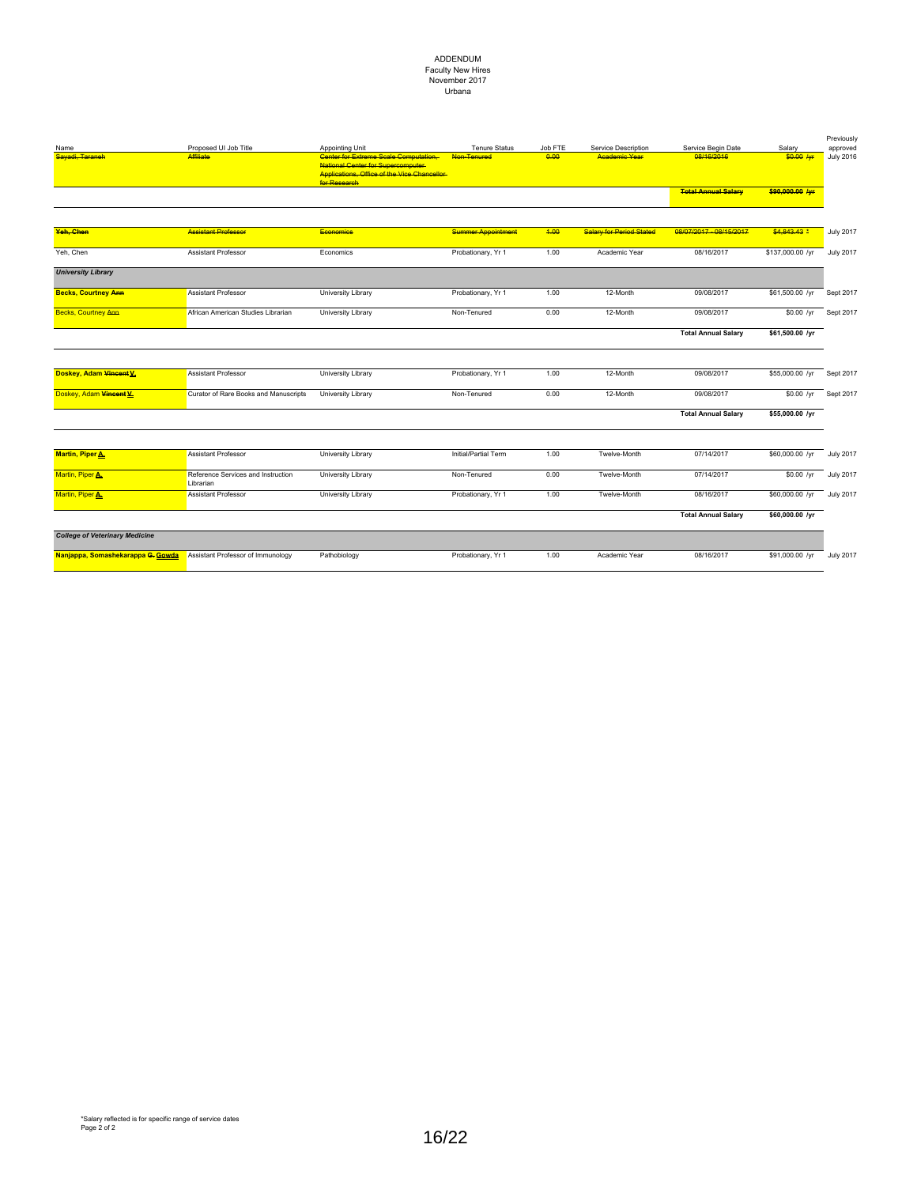ADDENDUM
Faculty New Hires
November 2017
Urbana

| Name | Proposed UI Job Title | Appointing Unit | Tenure Status | Job FTE | Service Description | Service Begin Date | Salary | Previously approved |
|---|---|---|---|---|---|---|---|---|
| ~~Sayadi, Taraneh~~ | ~~Affiliate~~ | ~~Center for Extreme Scale Computation, National Center for Supercomputer Applications, Office of the Vice Chancellor for Research~~ | ~~Non-Tenured~~ | ~~0.00~~ | ~~Academic Year~~ | ~~08/16/2016~~ | ~~$0.00 /yr~~ | July 2016 |
| | | | | | | ~~**Total Annual Salary**~~ | ~~**$90,000.00 /yr**~~ | |
| ~~**Yeh, Chen**~~ | ~~Assistant Professor~~ | ~~Economics~~ | ~~Summer Appointment~~ | ~~1.00~~ | ~~Salary for Period Stated~~ | ~~08/07/2017 - 08/15/2017~~ | ~~$4,843.43 *~~ | July 2017 |
| Yeh, Chen | Assistant Professor | Economics | Probationary, Yr 1 | 1.00 | Academic Year | 08/16/2017 | $137,000.00 /yr | July 2017 |
| ***University Library*** | | | | | | | | |
| **Becks, Courtney ~~Ann~~** | Assistant Professor | University Library | Probationary, Yr 1 | 1.00 | 12-Month | 09/08/2017 | $61,500.00 /yr | Sept 2017 |
| Becks, Courtney ~~Ann~~ | African American Studies Librarian | University Library | Non-Tenured | 0.00 | 12-Month | 09/08/2017 | $0.00 /yr | Sept 2017 |
| | | | | | | **Total Annual Salary** | **$61,500.00 /yr** | |
| **Doskey, Adam ~~Vincent~~ V.** | Assistant Professor | University Library | Probationary, Yr 1 | 1.00 | 12-Month | 09/08/2017 | $55,000.00 /yr | Sept 2017 |
| Doskey, Adam ~~Vincent~~ V. | Curator of Rare Books and Manuscripts | University Library | Non-Tenured | 0.00 | 12-Month | 09/08/2017 | $0.00 /yr | Sept 2017 |
| | | | | | | **Total Annual Salary** | **$55,000.00 /yr** | |
| **Martin, Piper A.** | Assistant Professor | University Library | Initial/Partial Term | 1.00 | Twelve-Month | 07/14/2017 | $60,000.00 /yr | July 2017 |
| Martin, Piper A. | Reference Services and Instruction Librarian | University Library | Non-Tenured | 0.00 | Twelve-Month | 07/14/2017 | $0.00 /yr | July 2017 |
| Martin, Piper A. | Assistant Professor | University Library | Probationary, Yr 1 | 1.00 | Twelve-Month | 08/16/2017 | $60,000.00 /yr | July 2017 |
| | | | | | | **Total Annual Salary** | **$60,000.00 /yr** | |
| ***College of Veterinary Medicine*** | | | | | | | | |
| **Nanjappa, Somashekarappa ~~G.~~ Gowda** | Assistant Professor of Immunology | Pathobiology | Probationary, Yr 1 | 1.00 | Academic Year | 08/16/2017 | $91,000.00 /yr | July 2017 |

*Salary reflected is for specific range of service dates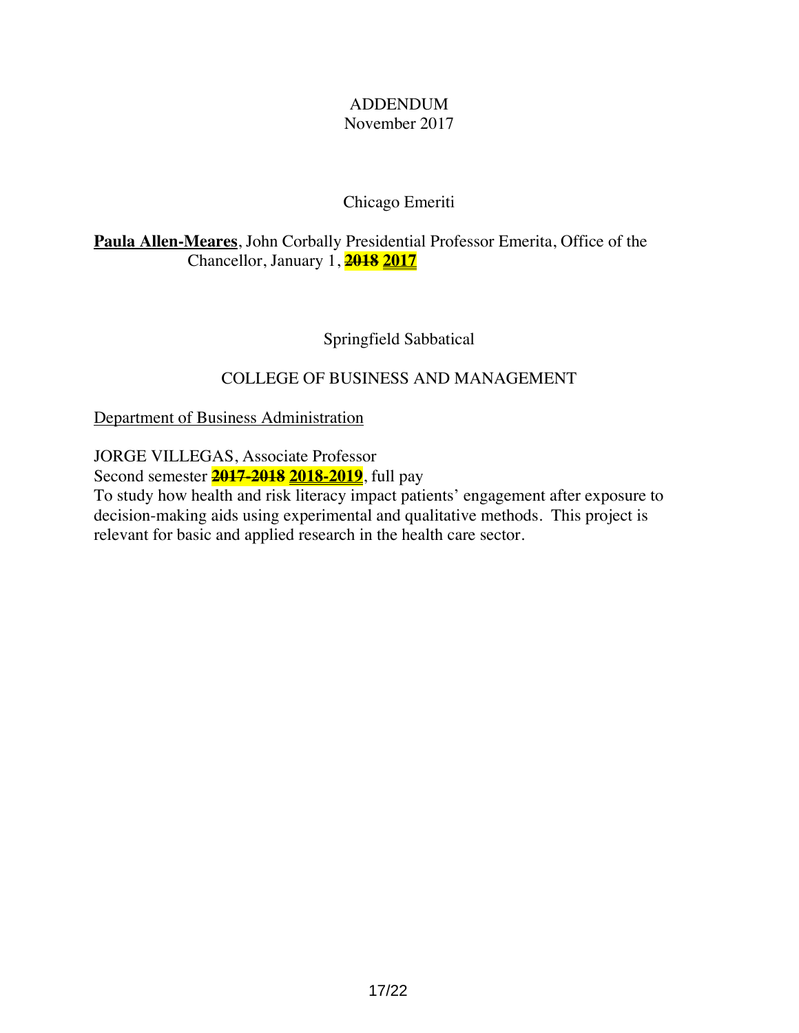ADDENDUM
November 2017

Chicago Emeriti

**Paula Allen-Meares**, John Corbally Presidential Professor Emerita, Office of the Chancellor, January 1, ~~2018~~ **2017**

Springfield Sabbatical

COLLEGE OF BUSINESS AND MANAGEMENT

Department of Business Administration

JORGE VILLEGAS, Associate Professor
Second semester ~~2017-2018~~ **2018-2019**, full pay
To study how health and risk literacy impact patients' engagement after exposure to decision-making aids using experimental and qualitative methods. This project is relevant for basic and applied research in the health care sector.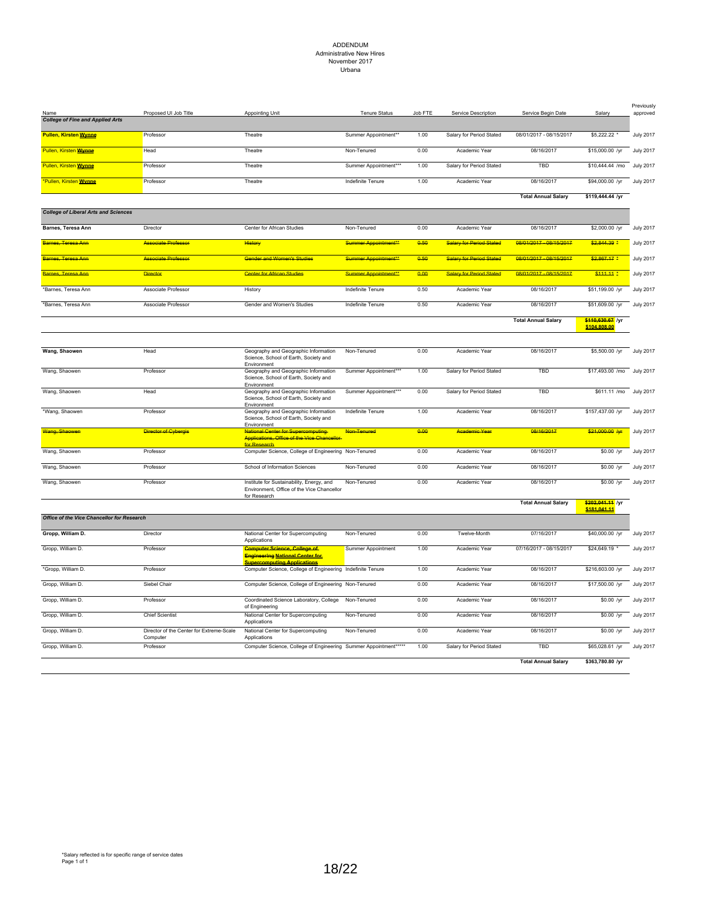ADDENDUM
Administrative New Hires
November 2017
Urbana

| Name | Proposed UI Job Title | Appointing Unit | Tenure Status | Job FTE | Service Description | Service Begin Date | Salary | Previously approved |
|---|---|---|---|---|---|---|---|---|
| ***College of Fine and Applied Arts*** | | | | | | | | |
| **Pullen, Kirsten Wynne** | Professor | Theatre | Summer Appointment** | 1.00 | Salary for Period Stated | 08/01/2017 - 08/15/2017 | $5,222.22 * | July 2017 |
| Pullen, Kirsten Wynne | Head | Theatre | Non-Tenured | 0.00 | Academic Year | 08/16/2017 | $15,000.00 /yr | July 2017 |
| Pullen, Kirsten Wynne | Professor | Theatre | Summer Appointment*** | 1.00 | Salary for Period Stated | TBD | $10,444.44 /mo | July 2017 |
| *Pullen, Kirsten Wynne | Professor | Theatre | Indefinite Tenure | 1.00 | Academic Year | 08/16/2017 | $94,000.00 /yr | July 2017 |
| | | | | | | **Total Annual Salary** | **$119,444.44 /yr** | |
| ***College of Liberal Arts and Sciences*** | | | | | | | | |
| **Barnes, Teresa Ann** | Director | Center for African Studies | Non-Tenured | 0.00 | Academic Year | 08/16/2017 | $2,000.00 /yr | July 2017 |
| ~~Barnes, Teresa Ann~~ | ~~Associate Professor~~ | ~~History~~ | ~~Summer Appointment**~~ | ~~0.50~~ | ~~Salary for Period Stated~~ | ~~08/01/2017 - 08/15/2017~~ | ~~$2,844.39 *~~ | July 2017 |
| ~~Barnes, Teresa Ann~~ | ~~Associate Professor~~ | ~~Gender and Women's Studies~~ | ~~Summer Appointment**~~ | ~~0.50~~ | ~~Salary for Period Stated~~ | ~~08/01/2017 - 08/15/2017~~ | ~~$2,867.17 *~~ | July 2017 |
| ~~Barnes, Teresa Ann~~ | ~~Director~~ | ~~Center for African Studies~~ | ~~Summer Appointment**~~ | ~~0.00~~ | ~~Salary for Period Stated~~ | ~~08/01/2017 - 08/15/2017~~ | ~~$111.11 *~~ | July 2017 |
| *Barnes, Teresa Ann | Associate Professor | History | Indefinite Tenure | 0.50 | Academic Year | 08/16/2017 | $51,199.00 /yr | July 2017 |
| *Barnes, Teresa Ann | Associate Professor | Gender and Women's Studies | Indefinite Tenure | 0.50 | Academic Year | 08/16/2017 | $51,609.00 /yr | July 2017 |
| | | | | | | **Total Annual Salary** | ~~**$110,630.67**~~ **/yr** **$104,808.00** | |
| **Wang, Shaowen** | Head | Geography and Geographic Information Science, School of Earth, Society and Environment | Non-Tenured | 0.00 | Academic Year | 08/16/2017 | $5,500.00 /yr | July 2017 |
| Wang, Shaowen | Professor | Geography and Geographic Information Science, School of Earth, Society and Environment | Summer Appointment*** | 1.00 | Salary for Period Stated | TBD | $17,493.00 /mo | July 2017 |
| Wang, Shaowen | Head | Geography and Geographic Information Science, School of Earth, Society and Environment | Summer Appointment*** | 0.00 | Salary for Period Stated | TBD | $611.11 /mo | July 2017 |
| *Wang, Shaowen | Professor | Geography and Geographic Information Science, School of Earth, Society and Environment | Indefinite Tenure | 1.00 | Academic Year | 08/16/2017 | $157,437.00 /yr | July 2017 |
| ~~Wang, Shaowen~~ | ~~Director of Cybergis~~ | ~~National Center for Supercomputing Applications, Office of the Vice Chancellor for Research~~ | ~~Non-Tenured~~ | ~~0.00~~ | ~~Academic Year~~ | ~~08/16/2017~~ | ~~$21,000.00 /yr~~ | July 2017 |
| Wang, Shaowen | Professor | Computer Science, College of Engineering | Non-Tenured | 0.00 | Academic Year | 08/16/2017 | $0.00 /yr | July 2017 |
| Wang, Shaowen | Professor | School of Information Sciences | Non-Tenured | 0.00 | Academic Year | 08/16/2017 | $0.00 /yr | July 2017 |
| Wang, Shaowen | Professor | Institute for Sustainability, Energy, and Environment, Office of the Vice Chancellor for Research | Non-Tenured | 0.00 | Academic Year | 08/16/2017 | $0.00 /yr | July 2017 |
| | | | | | | **Total Annual Salary** | ~~**$202,041.11**~~ **/yr** **$181,041.11** | |
| ***Office of the Vice Chancellor for Research*** | | | | | | | | |
| **Gropp, William D.** | Director | National Center for Supercomputing Applications | Non-Tenured | 0.00 | Twelve-Month | 07/16/2017 | $40,000.00 /yr | July 2017 |
| Gropp, William D. | Professor | ~~Computer Science, College of Engineering~~ National Center for Supercomputing Applications | Summer Appointment | 1.00 | Academic Year | 07/16/2017 - 08/15/2017 | $24,649.19 * | July 2017 |
| *Gropp, William D. | Professor | Computer Science, College of Engineering | Indefinite Tenure | 1.00 | Academic Year | 08/16/2017 | $216,603.00 /yr | July 2017 |
| Gropp, William D. | Siebel Chair | Computer Science, College of Engineering | Non-Tenured | 0.00 | Academic Year | 08/16/2017 | $17,500.00 /yr | July 2017 |
| Gropp, William D. | Professor | Coordinated Science Laboratory, College of Engineering | Non-Tenured | 0.00 | Academic Year | 08/16/2017 | $0.00 /yr | July 2017 |
| Gropp, William D. | Chief Scientist | National Center for Supercomputing Applications | Non-Tenured | 0.00 | Academic Year | 08/16/2017 | $0.00 /yr | July 2017 |
| Gropp, William D. | Director of the Center for Extreme-Scale Computer | National Center for Supercomputing Applications | Non-Tenured | 0.00 | Academic Year | 08/16/2017 | $0.00 /yr | July 2017 |
| Gropp, William D. | Professor | Computer Science, College of Engineering | Summer Appointment***** | 1.00 | Salary for Period Stated | TBD | $65,028.61 /yr | July 2017 |
| | | | | | | **Total Annual Salary** | **$363,780.80 /yr** | |

*Salary reflected is for specific range of service dates
Page 1 of 1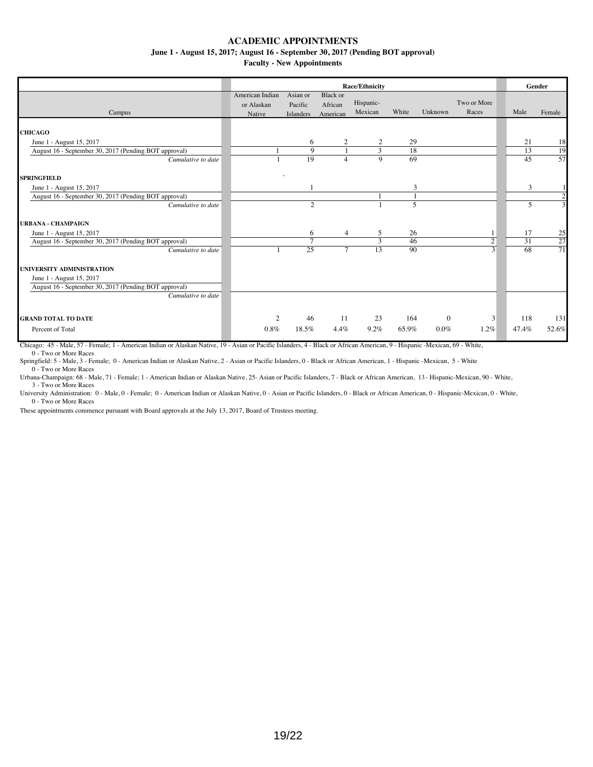# ACADEMIC APPOINTMENTS

**June 1 - August 15, 2017; August 16 - September 30, 2017 (Pending BOT approval)**

**Faculty - New Appointments**

| Campus | Race/Ethnicity | | | | | | | Gender | |
|---|---|---|---|---|---|---|---|---|---|
| | American Indian or Alaskan Native | Asian or Pacific Islanders | Black or African American | Hispanic-Mexican | White | Unknown | Two or More Races | Male | Female |
| **CHICAGO** | | | | | | | | | |
| June 1 - August 15, 2017 | | 6 | 2 | 2 | 29 | | | 21 | 18 |
| August 16 - September 30, 2017 (Pending BOT approval) | 1 | 9 | 1 | 3 | 18 | | | 13 | 19 |
| *Cumulative to date* | 1 | 19 | 4 | 9 | 69 | | | 45 | 57 |
| **SPRINGFIELD** | | ` | | | | | | | |
| June 1 - August 15, 2017 | | 1 | | | 3 | | | 3 | 1 |
| August 16 - September 30, 2017 (Pending BOT approval) | | | | 1 | 1 | | | | 2 |
| *Cumulative to date* | | 2 | | 1 | 5 | | | 5 | 3 |
| **URBANA - CHAMPAIGN** | | | | | | | | | |
| June 1 - August 15, 2017 | | 6 | 4 | 5 | 26 | | 1 | 17 | 25 |
| August 16 - September 30, 2017 (Pending BOT approval) | | 7 | | 3 | 46 | | 2 | 31 | 27 |
| *Cumulative to date* | 1 | 25 | 7 | 13 | 90 | | 3 | 68 | 71 |
| **UNIVERSITY ADMINISTRATION** | | | | | | | | | |
| June 1 - August 15, 2017 | | | | | | | | | |
| August 16 - September 30, 2017 (Pending BOT approval) | | | | | | | | | |
| *Cumulative to date* | | | | | | | | | |
| **GRAND TOTAL TO DATE** | 2 | 46 | 11 | 23 | 164 | 0 | 3 | 118 | 131 |
| Percent of Total | 0.8% | 18.5% | 4.4% | 9.2% | 65.9% | 0.0% | 1.2% | 47.4% | 52.6% |

Chicago: 45 - Male, 57 - Female; 1 - American Indian or Alaskan Native, 19 - Asian or Pacific Islanders, 4 - Black or African American, 9 - Hispanic -Mexican, 69 - White, 0 - Two or More Races

Springfield: 5 - Male, 3 - Female; 0 - American Indian or Alaskan Native, 2 - Asian or Pacific Islanders, 0 - Black or African American, 1 - Hispanic -Mexican, 5 - White 0 - Two or More Races

Urbana-Champaign: 68 - Male, 71 - Female; 1 - American Indian or Alaskan Native, 25- Asian or Pacific Islanders, 7 - Black or African American, 13 - Hispanic-Mexican, 90 - White, 3 - Two or More Races

University Administration: 0 - Male, 0 - Female; 0 - American Indian or Alaskan Native, 0 - Asian or Pacific Islanders, 0 - Black or African American, 0 - Hispanic-Mexican, 0 - White, 0 - Two or More Races

These appointments commence pursuant with Board approvals at the July 13, 2017, Board of Trustees meeting.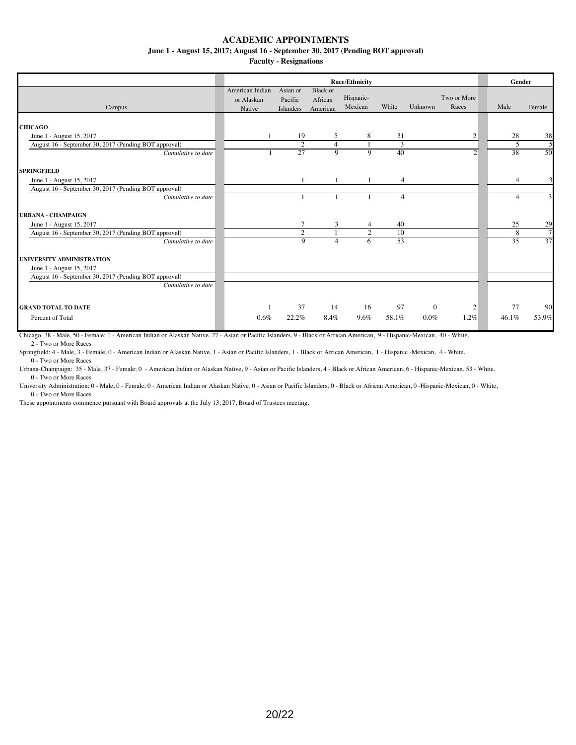# ACADEMIC APPOINTMENTS

**June 1 - August 15, 2017; August 16 - September 30, 2017 (Pending BOT approval)**

**Faculty - Resignations**

| Campus | Race/Ethnicity | | | | | | | Gender | |
|---|---|---|---|---|---|---|---|---|---|
| | American Indian or Alaskan Native | Asian or Pacific Islanders | Black or African American | Hispanic-Mexican | White | Unknown | Two or More Races | Male | Female |
| **CHICAGO** | | | | | | | | | |
| June 1 - August 15, 2017 | 1 | 19 | 5 | 8 | 31 | | 2 | 28 | 38 |
| August 16 - September 30, 2017 (Pending BOT approval) | | 2 | 4 | 1 | 3 | | | 5 | 5 |
| *Cumulative to date* | 1 | 27 | 9 | 9 | 40 | | 2 | 38 | 50 |
| **SPRINGFIELD** | | | | | | | | | |
| June 1 - August 15, 2017 | | 1 | 1 | 1 | 4 | | | 4 | 3 |
| August 16 - September 30, 2017 (Pending BOT approval) | | | | | | | | | |
| *Cumulative to date* | | 1 | 1 | 1 | 4 | | | 4 | 3 |
| **URBANA - CHAMPAIGN** | | | | | | | | | |
| June 1 - August 15, 2017 | | 7 | 3 | 4 | 40 | | | 25 | 29 |
| August 16 - September 30, 2017 (Pending BOT approval) | | 2 | 1 | 2 | 10 | | | 8 | 7 |
| *Cumulative to date* | | 9 | 4 | 6 | 53 | | | 35 | 37 |
| **UNIVERSITY ADMINISTRATION** | | | | | | | | | |
| June 1 - August 15, 2017 | | | | | | | | | |
| August 16 - September 30, 2017 (Pending BOT approval) | | | | | | | | | |
| *Cumulative to date* | | | | | | | | | |
| **GRAND TOTAL TO DATE** | 1 | 37 | 14 | 16 | 97 | 0 | 2 | 77 | 90 |
| Percent of Total | 0.6% | 22.2% | 8.4% | 9.6% | 58.1% | 0.0% | 1.2% | 46.1% | 53.9% |

Chicago: 38 - Male, 50 - Female; 1 - American Indian or Alaskan Native, 27 - Asian or Pacific Islanders, 9 - Black or African American, 9 - Hispanic-Mexican, 40 - White, 2 - Two or More Races

Springfield: 4 - Male, 3 - Female; 0 - American Indian or Alaskan Native, 1 - Asian or Pacific Islanders, 1 - Black or African American, 1 - Hispanic -Mexican, 4 - White, 0 - Two or More Races

Urbana-Champaign: 35 - Male, 37 - Female; 0 - American Indian or Alaskan Native, 9 - Asian or Pacific Islanders, 4 - Black or African American, 6 - Hispanic-Mexican, 53 - White, 0 - Two or More Races

University Administration: 0 - Male, 0 - Female; 0 - American Indian or Alaskan Native, 0 - Asian or Pacific Islanders, 0 - Black or African American, 0 -Hispanic-Mexican, 0 - White, 0 - Two or More Races

These appointments commence pursuant with Board approvals at the July 13, 2017, Board of Trustees meeting.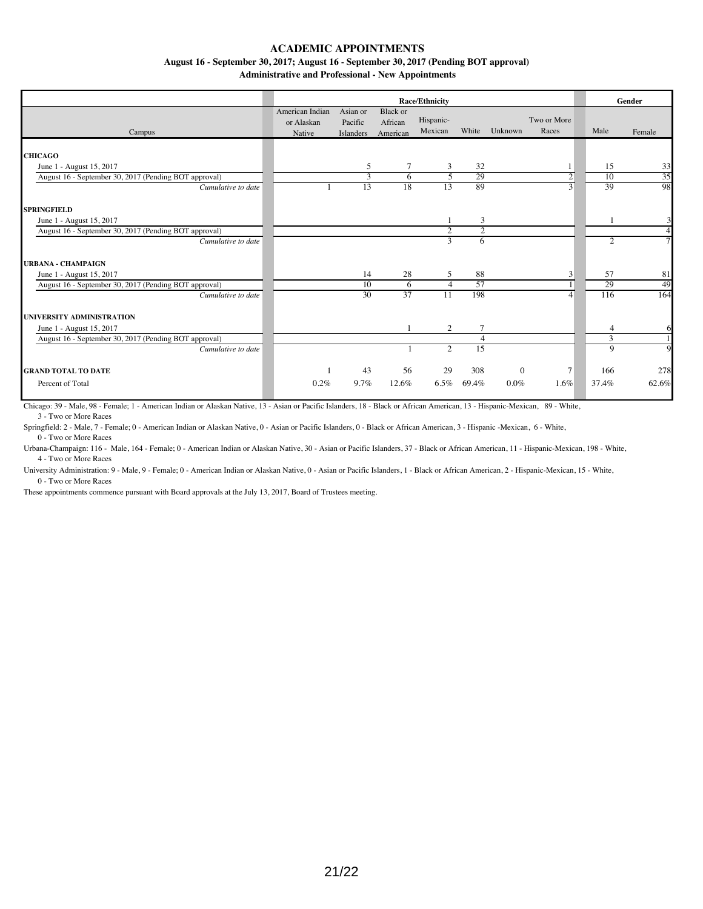# ACADEMIC APPOINTMENTS

**August 16 - September 30, 2017; August 16 - September 30, 2017 (Pending BOT approval)**

**Administrative and Professional - New Appointments**

| Campus | Race/Ethnicity | | | | | | | Gender | |
|---|---|---|---|---|---|---|---|---|---|
| | American Indian or Alaskan Native | Asian or Pacific Islanders | Black or African American | Hispanic-Mexican | White | Unknown | Two or More Races | Male | Female |
| **CHICAGO** | | | | | | | | | |
| June 1 - August 15, 2017 | | 5 | 7 | 3 | 32 | | 1 | 15 | 33 |
| August 16 - September 30, 2017 (Pending BOT approval) | | 3 | 6 | 5 | 29 | | 2 | 10 | 35 |
| *Cumulative to date* | 1 | 13 | 18 | 13 | 89 | | 3 | 39 | 98 |
| **SPRINGFIELD** | | | | | | | | | |
| June 1 - August 15, 2017 | | | | 1 | 3 | | | 1 | 3 |
| August 16 - September 30, 2017 (Pending BOT approval) | | | | 2 | 2 | | | | 4 |
| *Cumulative to date* | | | | 3 | 6 | | | 2 | 7 |
| **URBANA - CHAMPAIGN** | | | | | | | | | |
| June 1 - August 15, 2017 | | 14 | 28 | 5 | 88 | | 3 | 57 | 81 |
| August 16 - September 30, 2017 (Pending BOT approval) | | 10 | 6 | 4 | 57 | | 1 | 29 | 49 |
| *Cumulative to date* | | 30 | 37 | 11 | 198 | | 4 | 116 | 164 |
| **UNIVERSITY ADMINISTRATION** | | | | | | | | | |
| June 1 - August 15, 2017 | | | 1 | 2 | 7 | | | 4 | 6 |
| August 16 - September 30, 2017 (Pending BOT approval) | | | | | 4 | | | 3 | 1 |
| *Cumulative to date* | | | 1 | 2 | 15 | | | 9 | 9 |
| **GRAND TOTAL TO DATE** | 1 | 43 | 56 | 29 | 308 | 0 | 7 | 166 | 278 |
| Percent of Total | 0.2% | 9.7% | 12.6% | 6.5% | 69.4% | 0.0% | 1.6% | 37.4% | 62.6% |

Chicago: 39 - Male, 98 - Female; 1 - American Indian or Alaskan Native, 13 - Asian or Pacific Islanders, 18 - Black or African American, 13 - Hispanic-Mexican, 89 - White, 3 - Two or More Races

Springfield: 2 - Male, 7 - Female; 0 - American Indian or Alaskan Native, 0 - Asian or Pacific Islanders, 0 - Black or African American, 3 - Hispanic -Mexican, 6 - White, 0 - Two or More Races

Urbana-Champaign: 116 - Male, 164 - Female; 0 - American Indian or Alaskan Native, 30 - Asian or Pacific Islanders, 37 - Black or African American, 11 - Hispanic-Mexican, 198 - White, 4 - Two or More Races

University Administration: 9 - Male, 9 - Female; 0 - American Indian or Alaskan Native, 0 - Asian or Pacific Islanders, 1 - Black or African American, 2 - Hispanic-Mexican, 15 - White, 0 - Two or More Races

These appointments commence pursuant with Board approvals at the July 13, 2017, Board of Trustees meeting.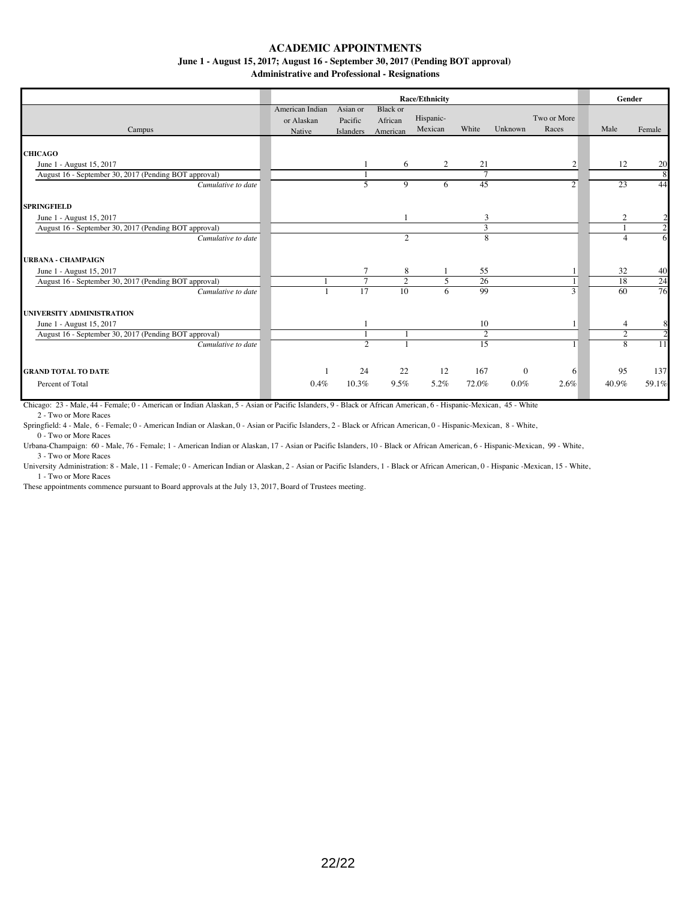**ACADEMIC APPOINTMENTS**

**June 1 - August 15, 2017; August 16 - September 30, 2017 (Pending BOT approval)**

**Administrative and Professional - Resignations**

| | Race/Ethnicity | | | | | | | Gender | |
|---|---|---|---|---|---|---|---|---|---|
| Campus | American Indian or Alaskan Native | Asian or Pacific Islanders | Black or African American | Hispanic-Mexican | White | Unknown | Two or More Races | Male | Female |
| **CHICAGO** | | | | | | | | | |
| June 1 - August 15, 2017 | | 1 | 6 | 2 | 21 | | 2 | 12 | 20 |
| August 16 - September 30, 2017 (Pending BOT approval) | | 1 | | | 7 | | | | 8 |
| *Cumulative to date* | | 5 | 9 | 6 | 45 | | 2 | 23 | 44 |
| **SPRINGFIELD** | | | | | | | | | |
| June 1 - August 15, 2017 | | | 1 | | 3 | | | 2 | 2 |
| August 16 - September 30, 2017 (Pending BOT approval) | | | | | 3 | | | 1 | 2 |
| *Cumulative to date* | | | 2 | | 8 | | | 4 | 6 |
| **URBANA - CHAMPAIGN** | | | | | | | | | |
| June 1 - August 15, 2017 | | 7 | 8 | 1 | 55 | | 1 | 32 | 40 |
| August 16 - September 30, 2017 (Pending BOT approval) | 1 | 7 | 2 | 5 | 26 | | 1 | 18 | 24 |
| *Cumulative to date* | 1 | 17 | 10 | 6 | 99 | | 3 | 60 | 76 |
| **UNIVERSITY ADMINISTRATION** | | | | | | | | | |
| June 1 - August 15, 2017 | | 1 | | | 10 | | 1 | 4 | 8 |
| August 16 - September 30, 2017 (Pending BOT approval) | | 1 | 1 | | 2 | | | 2 | 2 |
| *Cumulative to date* | | 2 | 1 | | 15 | | 1 | 8 | 11 |
| **GRAND TOTAL TO DATE** | 1 | 24 | 22 | 12 | 167 | 0 | 6 | 95 | 137 |
| Percent of Total | 0.4% | 10.3% | 9.5% | 5.2% | 72.0% | 0.0% | 2.6% | 40.9% | 59.1% |

Chicago: 23 - Male, 44 - Female; 0 - American or Indian Alaskan, 5 - Asian or Pacific Islanders, 9 - Black or African American, 6 - Hispanic-Mexican, 45 - White
2 - Two or More Races

Springfield: 4 - Male, 6 - Female; 0 - American Indian or Alaskan, 0 - Asian or Pacific Islanders, 2 - Black or African American, 0 - Hispanic-Mexican, 8 - White,
0 - Two or More Races

Urbana-Champaign: 60 - Male, 76 - Female; 1 - American Indian or Alaskan, 17 - Asian or Pacific Islanders, 10 - Black or African American, 6 - Hispanic-Mexican, 99 - White,
3 - Two or More Races

University Administration: 8 - Male, 11 - Female; 0 - American Indian or Alaskan, 2 - Asian or Pacific Islanders, 1 - Black or African American, 0 - Hispanic -Mexican, 15 - White,
1 - Two or More Races

These appointments commence pursuant to Board approvals at the July 13, 2017, Board of Trustees meeting.